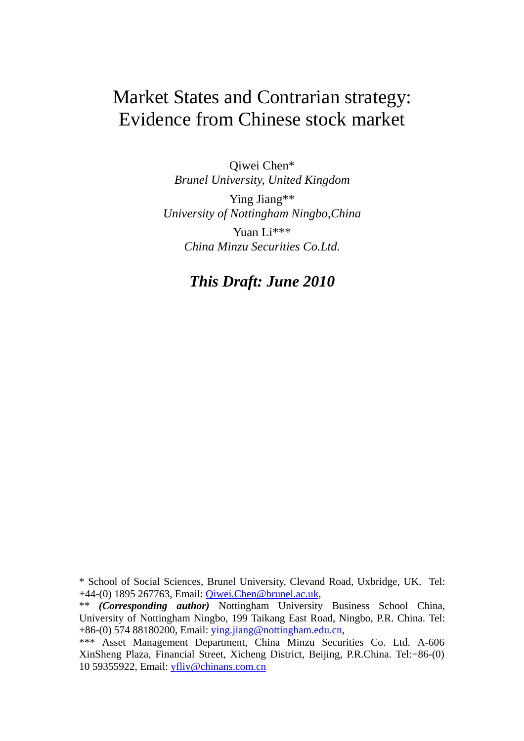# Market States and Contrarian strategy: Evidence from Chinese stock market

Qiwei Chen*
*Brunel University, United Kingdom*

Ying Jiang**
*University of Nottingham Ningbo,China*

Yuan Li***
*China Minzu Securities Co.Ltd.*

***This Draft: June 2010***

\* School of Social Sciences, Brunel University, Clevand Road, Uxbridge, UK. Tel: +44-(0) 1895 267763, Email: Qiwei.Chen@brunel.ac.uk,

\*\* ***(Corresponding author)*** Nottingham University Business School China, University of Nottingham Ningbo, 199 Taikang East Road, Ningbo, P.R. China. Tel: +86-(0) 574 88180200, Email: ying.jiang@nottingham.edu.cn,

\*\*\* Asset Management Department, China Minzu Securities Co. Ltd. A-606 XinSheng Plaza, Financial Street, Xicheng District, Beijing, P.R.China. Tel:+86-(0) 10 59355922, Email: yfliy@chinans.com.cn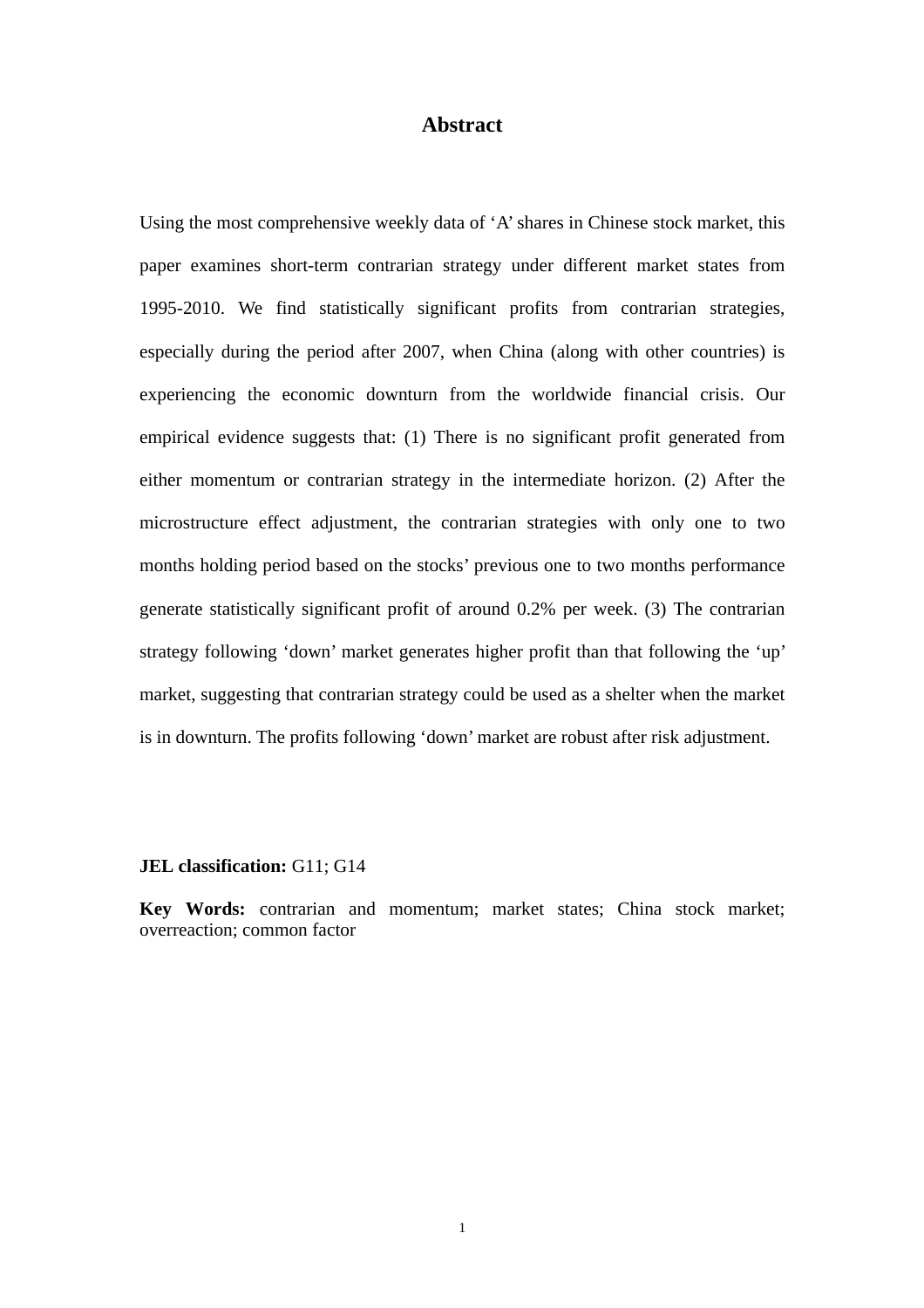# Abstract

Using the most comprehensive weekly data of ‘A’ shares in Chinese stock market, this paper examines short-term contrarian strategy under different market states from 1995-2010. We find statistically significant profits from contrarian strategies, especially during the period after 2007, when China (along with other countries) is experiencing the economic downturn from the worldwide financial crisis. Our empirical evidence suggests that: (1) There is no significant profit generated from either momentum or contrarian strategy in the intermediate horizon. (2) After the microstructure effect adjustment, the contrarian strategies with only one to two months holding period based on the stocks’ previous one to two months performance generate statistically significant profit of around 0.2% per week. (3) The contrarian strategy following ‘down’ market generates higher profit than that following the ‘up’ market, suggesting that contrarian strategy could be used as a shelter when the market is in downturn. The profits following ‘down’ market are robust after risk adjustment.

**JEL classification:** G11; G14

**Key Words:** contrarian and momentum; market states; China stock market; overreaction; common factor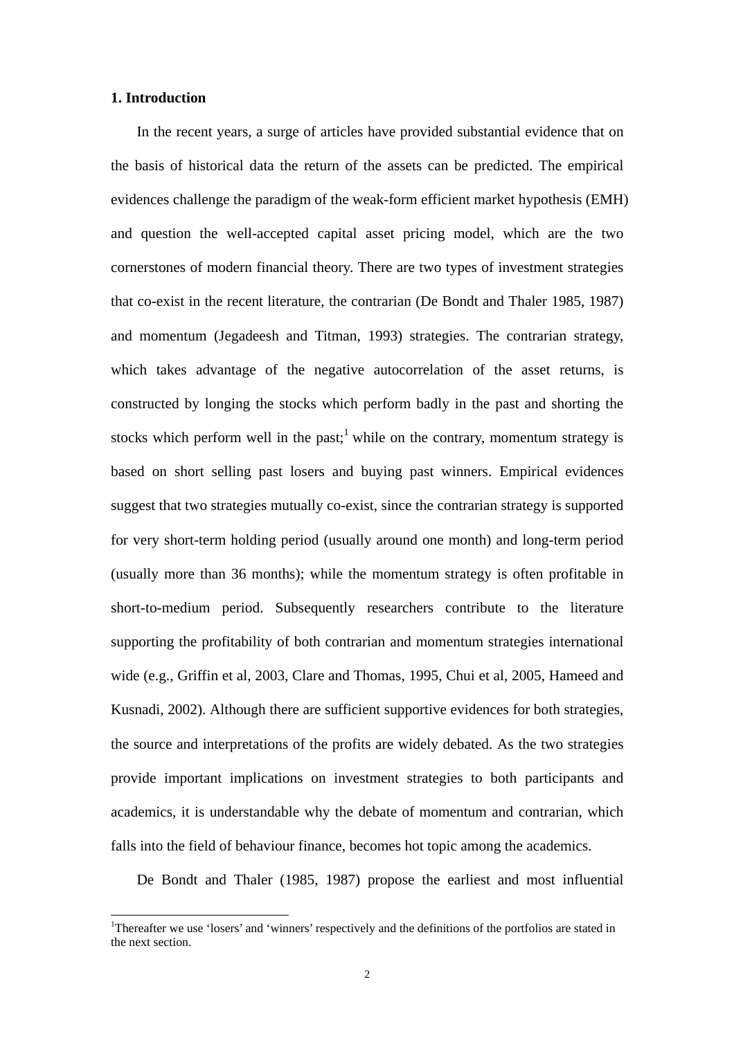## 1. Introduction

In the recent years, a surge of articles have provided substantial evidence that on the basis of historical data the return of the assets can be predicted. The empirical evidences challenge the paradigm of the weak-form efficient market hypothesis (EMH) and question the well-accepted capital asset pricing model, which are the two cornerstones of modern financial theory. There are two types of investment strategies that co-exist in the recent literature, the contrarian (De Bondt and Thaler 1985, 1987) and momentum (Jegadeesh and Titman, 1993) strategies. The contrarian strategy, which takes advantage of the negative autocorrelation of the asset returns, is constructed by longing the stocks which perform badly in the past and shorting the stocks which perform well in the past;[1] while on the contrary, momentum strategy is based on short selling past losers and buying past winners. Empirical evidences suggest that two strategies mutually co-exist, since the contrarian strategy is supported for very short-term holding period (usually around one month) and long-term period (usually more than 36 months); while the momentum strategy is often profitable in short-to-medium period. Subsequently researchers contribute to the literature supporting the profitability of both contrarian and momentum strategies international wide (e.g., Griffin et al, 2003, Clare and Thomas, 1995, Chui et al, 2005, Hameed and Kusnadi, 2002). Although there are sufficient supportive evidences for both strategies, the source and interpretations of the profits are widely debated. As the two strategies provide important implications on investment strategies to both participants and academics, it is understandable why the debate of momentum and contrarian, which falls into the field of behaviour finance, becomes hot topic among the academics.

De Bondt and Thaler (1985, 1987) propose the earliest and most influential

[1] Thereafter we use 'losers' and 'winners' respectively and the definitions of the portfolios are stated in the next section.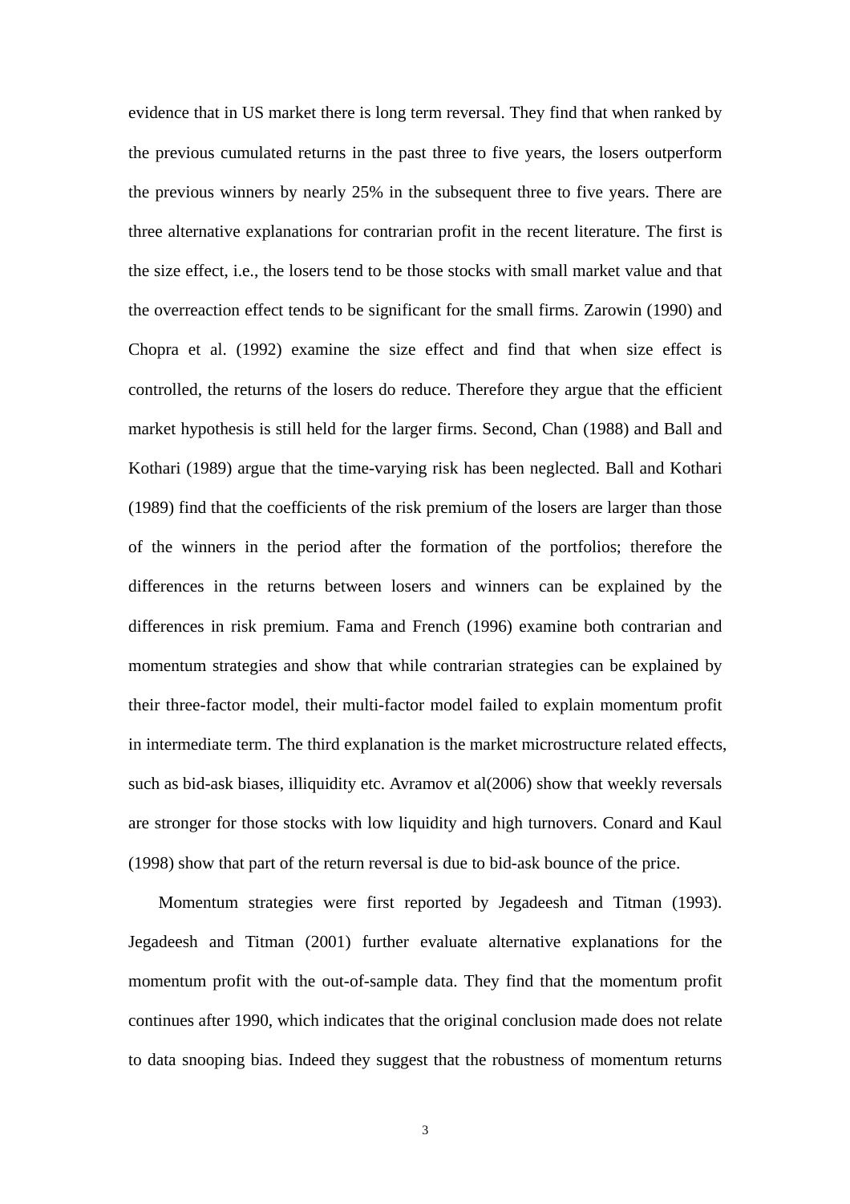evidence that in US market there is long term reversal. They find that when ranked by the previous cumulated returns in the past three to five years, the losers outperform the previous winners by nearly 25% in the subsequent three to five years. There are three alternative explanations for contrarian profit in the recent literature. The first is the size effect, i.e., the losers tend to be those stocks with small market value and that the overreaction effect tends to be significant for the small firms. Zarowin (1990) and Chopra et al. (1992) examine the size effect and find that when size effect is controlled, the returns of the losers do reduce. Therefore they argue that the efficient market hypothesis is still held for the larger firms. Second, Chan (1988) and Ball and Kothari (1989) argue that the time-varying risk has been neglected. Ball and Kothari (1989) find that the coefficients of the risk premium of the losers are larger than those of the winners in the period after the formation of the portfolios; therefore the differences in the returns between losers and winners can be explained by the differences in risk premium. Fama and French (1996) examine both contrarian and momentum strategies and show that while contrarian strategies can be explained by their three-factor model, their multi-factor model failed to explain momentum profit in intermediate term. The third explanation is the market microstructure related effects, such as bid-ask biases, illiquidity etc. Avramov et al(2006) show that weekly reversals are stronger for those stocks with low liquidity and high turnovers. Conard and Kaul (1998) show that part of the return reversal is due to bid-ask bounce of the price.

Momentum strategies were first reported by Jegadeesh and Titman (1993). Jegadeesh and Titman (2001) further evaluate alternative explanations for the momentum profit with the out-of-sample data. They find that the momentum profit continues after 1990, which indicates that the original conclusion made does not relate to data snooping bias. Indeed they suggest that the robustness of momentum returns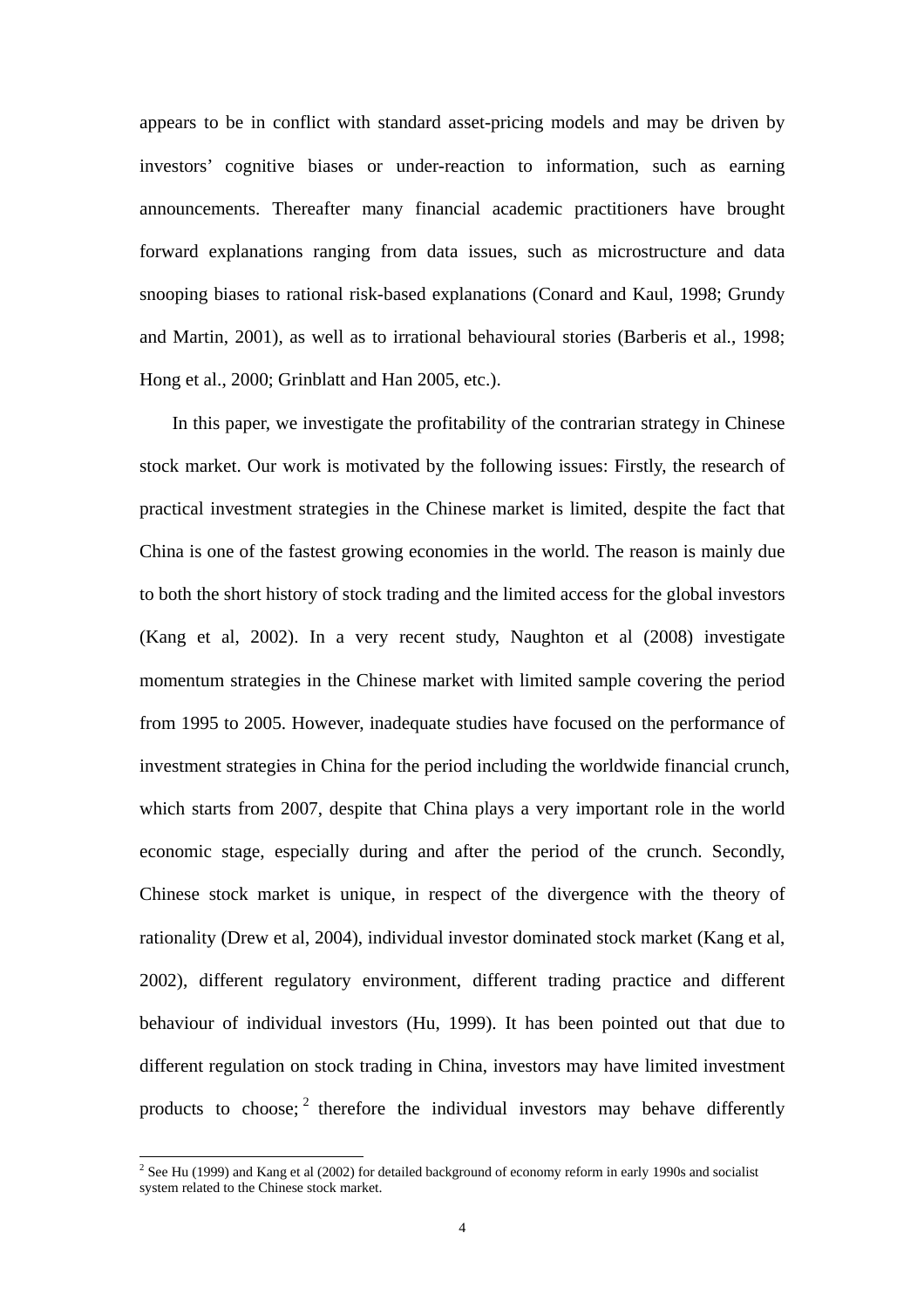appears to be in conflict with standard asset-pricing models and may be driven by investors' cognitive biases or under-reaction to information, such as earning announcements. Thereafter many financial academic practitioners have brought forward explanations ranging from data issues, such as microstructure and data snooping biases to rational risk-based explanations (Conard and Kaul, 1998; Grundy and Martin, 2001), as well as to irrational behavioural stories (Barberis et al., 1998; Hong et al., 2000; Grinblatt and Han 2005, etc.).

In this paper, we investigate the profitability of the contrarian strategy in Chinese stock market. Our work is motivated by the following issues: Firstly, the research of practical investment strategies in the Chinese market is limited, despite the fact that China is one of the fastest growing economies in the world. The reason is mainly due to both the short history of stock trading and the limited access for the global investors (Kang et al, 2002). In a very recent study, Naughton et al (2008) investigate momentum strategies in the Chinese market with limited sample covering the period from 1995 to 2005. However, inadequate studies have focused on the performance of investment strategies in China for the period including the worldwide financial crunch, which starts from 2007, despite that China plays a very important role in the world economic stage, especially during and after the period of the crunch. Secondly, Chinese stock market is unique, in respect of the divergence with the theory of rationality (Drew et al, 2004), individual investor dominated stock market (Kang et al, 2002), different regulatory environment, different trading practice and different behaviour of individual investors (Hu, 1999). It has been pointed out that due to different regulation on stock trading in China, investors may have limited investment products to choose;[2] therefore the individual investors may behave differently

[2] See Hu (1999) and Kang et al (2002) for detailed background of economy reform in early 1990s and socialist system related to the Chinese stock market.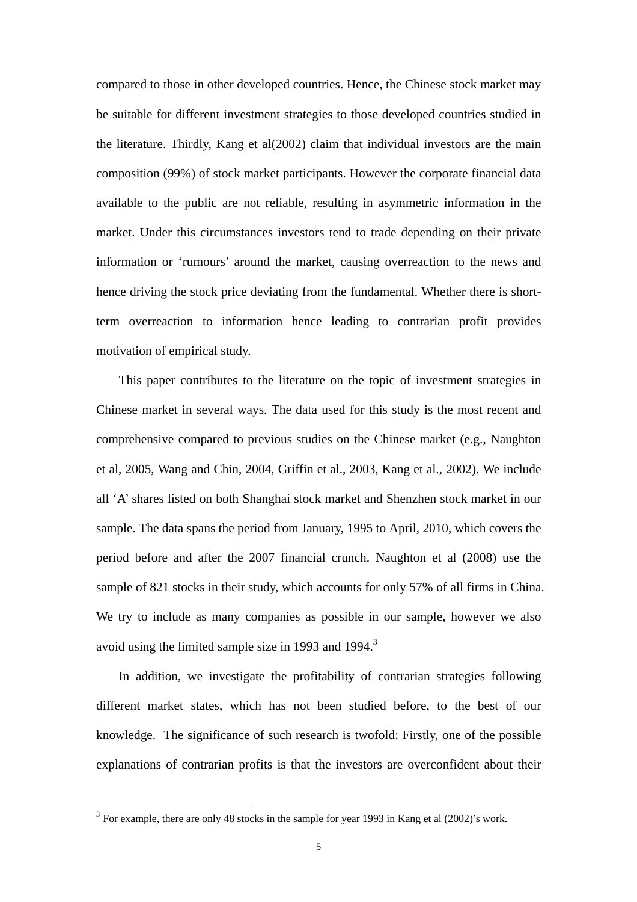compared to those in other developed countries. Hence, the Chinese stock market may be suitable for different investment strategies to those developed countries studied in the literature. Thirdly, Kang et al(2002) claim that individual investors are the main composition (99%) of stock market participants. However the corporate financial data available to the public are not reliable, resulting in asymmetric information in the market. Under this circumstances investors tend to trade depending on their private information or 'rumours' around the market, causing overreaction to the news and hence driving the stock price deviating from the fundamental. Whether there is short-term overreaction to information hence leading to contrarian profit provides motivation of empirical study.

This paper contributes to the literature on the topic of investment strategies in Chinese market in several ways. The data used for this study is the most recent and comprehensive compared to previous studies on the Chinese market (e.g., Naughton et al, 2005, Wang and Chin, 2004, Griffin et al., 2003, Kang et al., 2002). We include all 'A' shares listed on both Shanghai stock market and Shenzhen stock market in our sample. The data spans the period from January, 1995 to April, 2010, which covers the period before and after the 2007 financial crunch. Naughton et al (2008) use the sample of 821 stocks in their study, which accounts for only 57% of all firms in China. We try to include as many companies as possible in our sample, however we also avoid using the limited sample size in 1993 and 1994.[3]

In addition, we investigate the profitability of contrarian strategies following different market states, which has not been studied before, to the best of our knowledge. The significance of such research is twofold: Firstly, one of the possible explanations of contrarian profits is that the investors are overconfident about their

[3] For example, there are only 48 stocks in the sample for year 1993 in Kang et al (2002)'s work.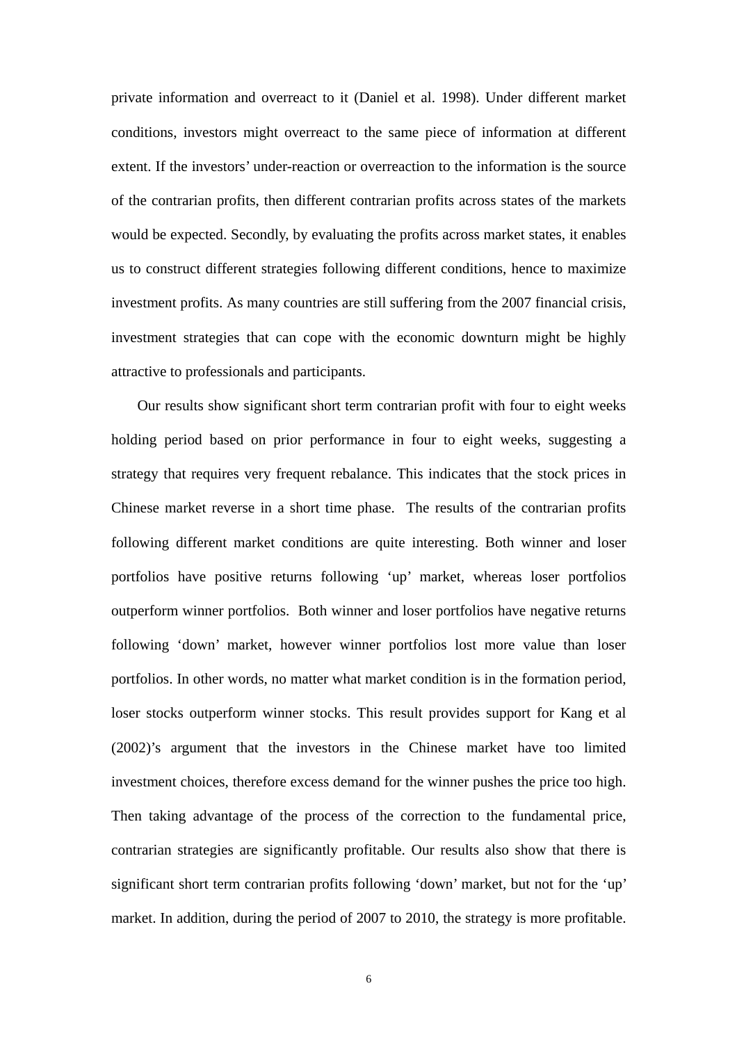private information and overreact to it (Daniel et al. 1998). Under different market conditions, investors might overreact to the same piece of information at different extent. If the investors' under-reaction or overreaction to the information is the source of the contrarian profits, then different contrarian profits across states of the markets would be expected. Secondly, by evaluating the profits across market states, it enables us to construct different strategies following different conditions, hence to maximize investment profits. As many countries are still suffering from the 2007 financial crisis, investment strategies that can cope with the economic downturn might be highly attractive to professionals and participants.

Our results show significant short term contrarian profit with four to eight weeks holding period based on prior performance in four to eight weeks, suggesting a strategy that requires very frequent rebalance. This indicates that the stock prices in Chinese market reverse in a short time phase. The results of the contrarian profits following different market conditions are quite interesting. Both winner and loser portfolios have positive returns following 'up' market, whereas loser portfolios outperform winner portfolios. Both winner and loser portfolios have negative returns following 'down' market, however winner portfolios lost more value than loser portfolios. In other words, no matter what market condition is in the formation period, loser stocks outperform winner stocks. This result provides support for Kang et al (2002)'s argument that the investors in the Chinese market have too limited investment choices, therefore excess demand for the winner pushes the price too high. Then taking advantage of the process of the correction to the fundamental price, contrarian strategies are significantly profitable. Our results also show that there is significant short term contrarian profits following 'down' market, but not for the 'up' market. In addition, during the period of 2007 to 2010, the strategy is more profitable.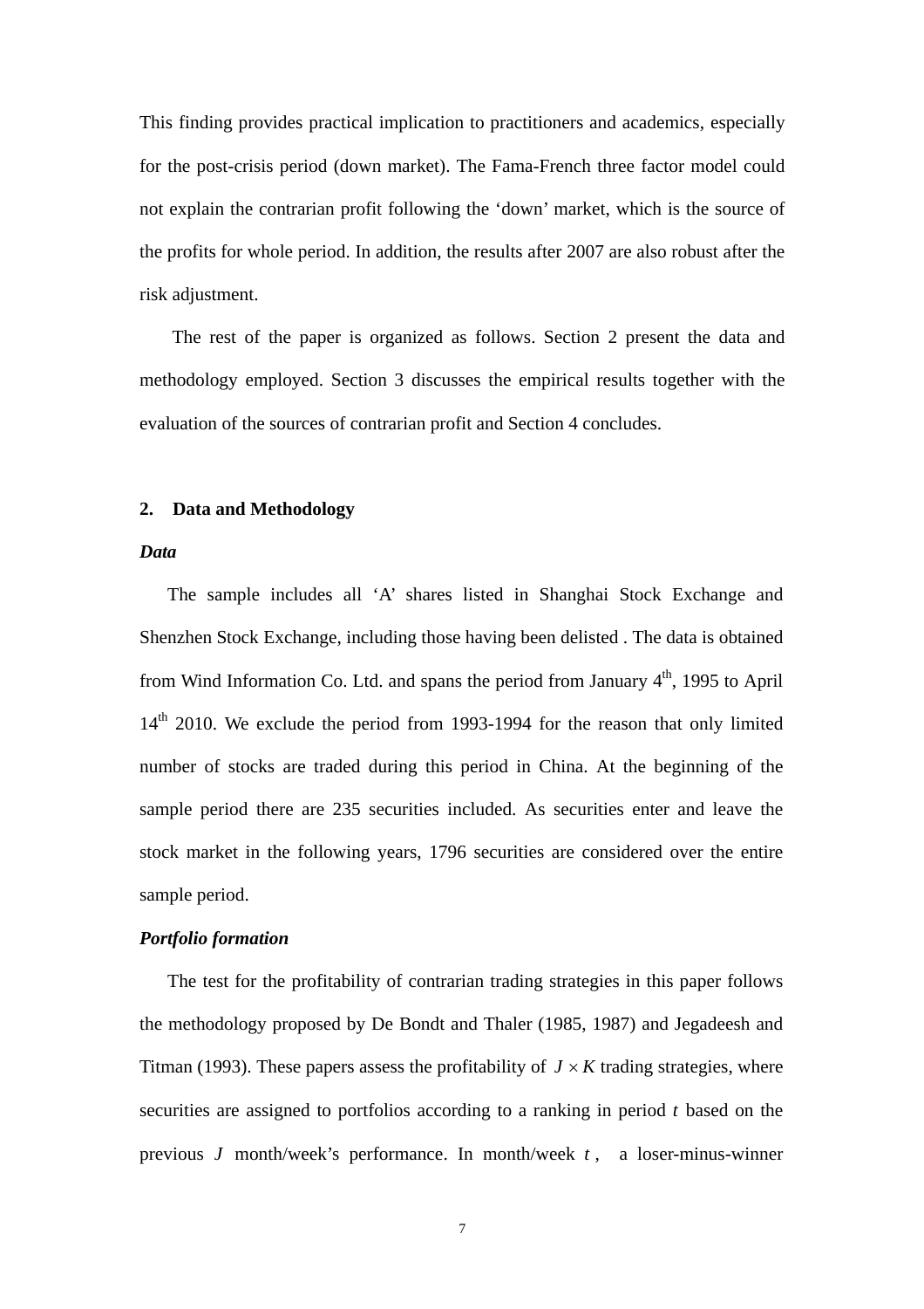This finding provides practical implication to practitioners and academics, especially for the post-crisis period (down market). The Fama-French three factor model could not explain the contrarian profit following the 'down' market, which is the source of the profits for whole period. In addition, the results after 2007 are also robust after the risk adjustment.

The rest of the paper is organized as follows. Section 2 present the data and methodology employed. Section 3 discusses the empirical results together with the evaluation of the sources of contrarian profit and Section 4 concludes.

## 2. Data and Methodology

### *Data*

The sample includes all 'A' shares listed in Shanghai Stock Exchange and Shenzhen Stock Exchange, including those having been delisted . The data is obtained from Wind Information Co. Ltd. and spans the period from January 4th, 1995 to April 14th 2010. We exclude the period from 1993-1994 for the reason that only limited number of stocks are traded during this period in China. At the beginning of the sample period there are 235 securities included. As securities enter and leave the stock market in the following years, 1796 securities are considered over the entire sample period.

### *Portfolio formation*

The test for the profitability of contrarian trading strategies in this paper follows the methodology proposed by De Bondt and Thaler (1985, 1987) and Jegadeesh and Titman (1993). These papers assess the profitability of $J \times K$ trading strategies, where securities are assigned to portfolios according to a ranking in period $t$ based on the previous $J$ month/week's performance. In month/week $t$, a loser-minus-winner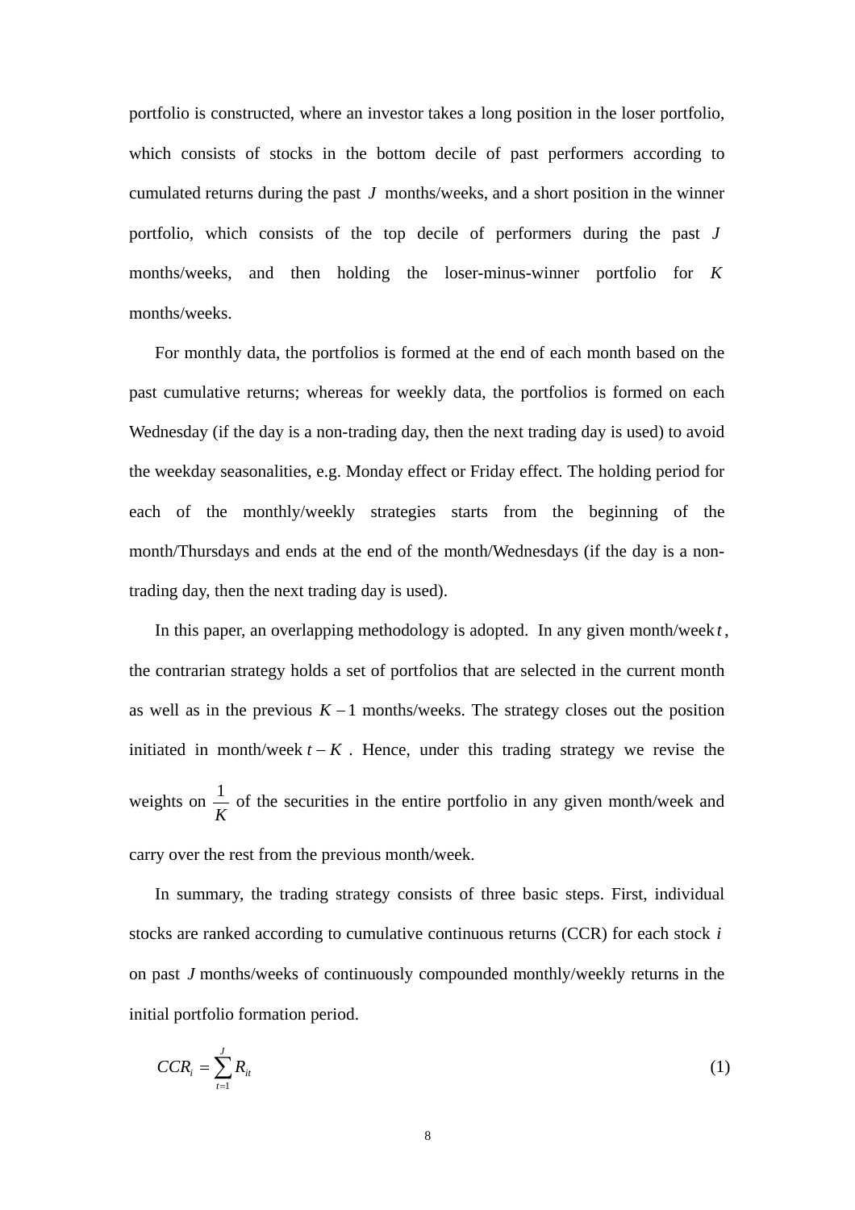portfolio is constructed, where an investor takes a long position in the loser portfolio, which consists of stocks in the bottom decile of past performers according to cumulated returns during the past $J$ months/weeks, and a short position in the winner portfolio, which consists of the top decile of performers during the past $J$ months/weeks, and then holding the loser-minus-winner portfolio for $K$ months/weeks.

For monthly data, the portfolios is formed at the end of each month based on the past cumulative returns; whereas for weekly data, the portfolios is formed on each Wednesday (if the day is a non-trading day, then the next trading day is used) to avoid the weekday seasonalities, e.g. Monday effect or Friday effect. The holding period for each of the monthly/weekly strategies starts from the beginning of the month/Thursdays and ends at the end of the month/Wednesdays (if the day is a non-trading day, then the next trading day is used).

In this paper, an overlapping methodology is adopted. In any given month/week $t$, the contrarian strategy holds a set of portfolios that are selected in the current month as well as in the previous $K-1$ months/weeks. The strategy closes out the position initiated in month/week $t-K$. Hence, under this trading strategy we revise the weights on $\frac{1}{K}$ of the securities in the entire portfolio in any given month/week and carry over the rest from the previous month/week.

In summary, the trading strategy consists of three basic steps. First, individual stocks are ranked according to cumulative continuous returns (CCR) for each stock $i$ on past $J$ months/weeks of continuously compounded monthly/weekly returns in the initial portfolio formation period.

$$CCR_i = \sum_{t=1}^{J} R_{it} \tag{1}$$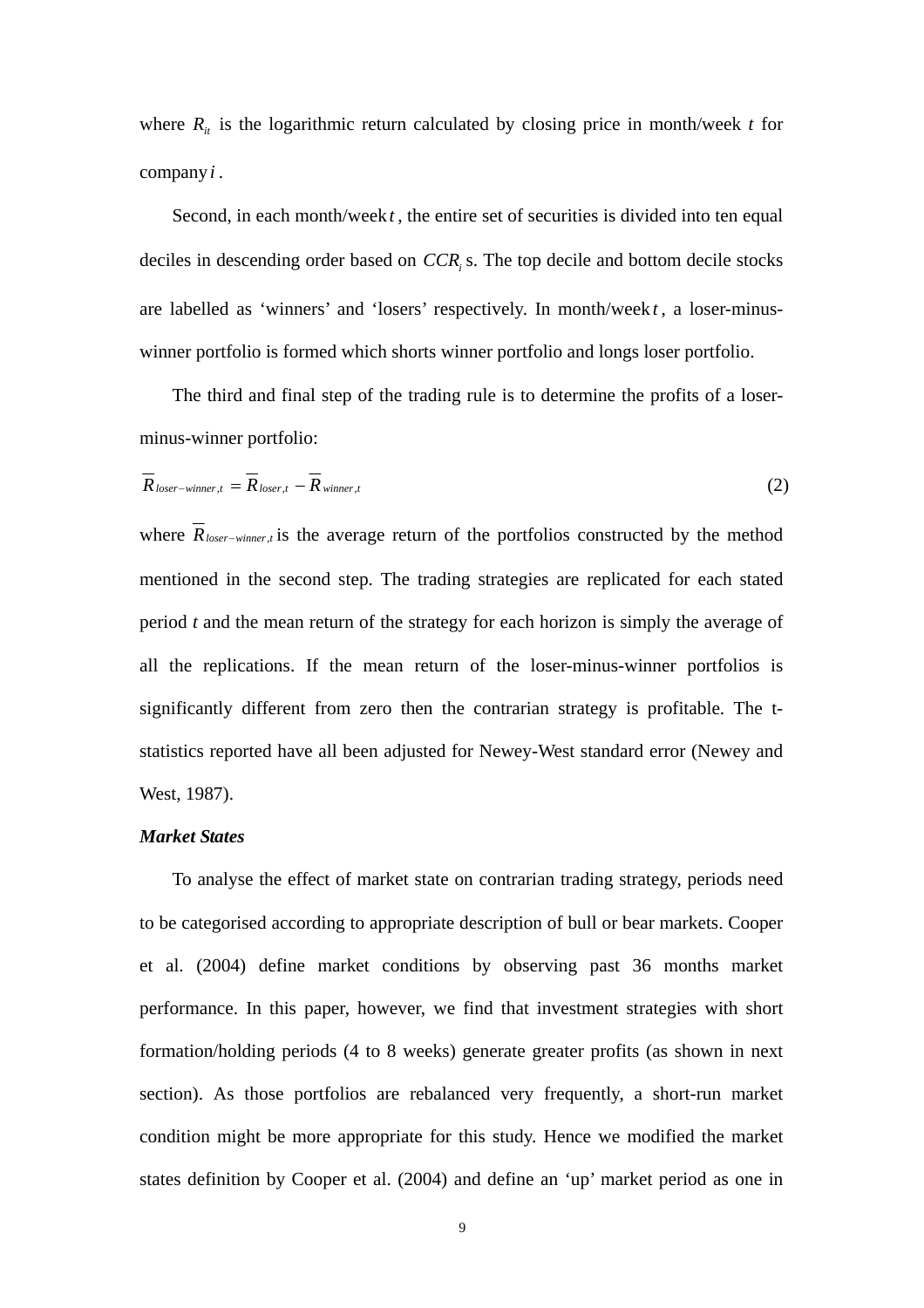where $R_{it}$ is the logarithmic return calculated by closing price in month/week $t$ for company $i$.

Second, in each month/week $t$, the entire set of securities is divided into ten equal deciles in descending order based on $CCR_i$ s. The top decile and bottom decile stocks are labelled as 'winners' and 'losers' respectively. In month/week $t$, a loser-minus-winner portfolio is formed which shorts winner portfolio and longs loser portfolio.

The third and final step of the trading rule is to determine the profits of a loser-minus-winner portfolio:

$$\overline{R}_{loser-winner,t} = \overline{R}_{loser,t} - \overline{R}_{winner,t} \tag{2}$$

where $\overline{R}_{loser-winner,t}$ is the average return of the portfolios constructed by the method mentioned in the second step. The trading strategies are replicated for each stated period $t$ and the mean return of the strategy for each horizon is simply the average of all the replications. If the mean return of the loser-minus-winner portfolios is significantly different from zero then the contrarian strategy is profitable. The t-statistics reported have all been adjusted for Newey-West standard error (Newey and West, 1987).

***Market States***

To analyse the effect of market state on contrarian trading strategy, periods need to be categorised according to appropriate description of bull or bear markets. Cooper et al. (2004) define market conditions by observing past 36 months market performance. In this paper, however, we find that investment strategies with short formation/holding periods (4 to 8 weeks) generate greater profits (as shown in next section). As those portfolios are rebalanced very frequently, a short-run market condition might be more appropriate for this study. Hence we modified the market states definition by Cooper et al. (2004) and define an 'up' market period as one in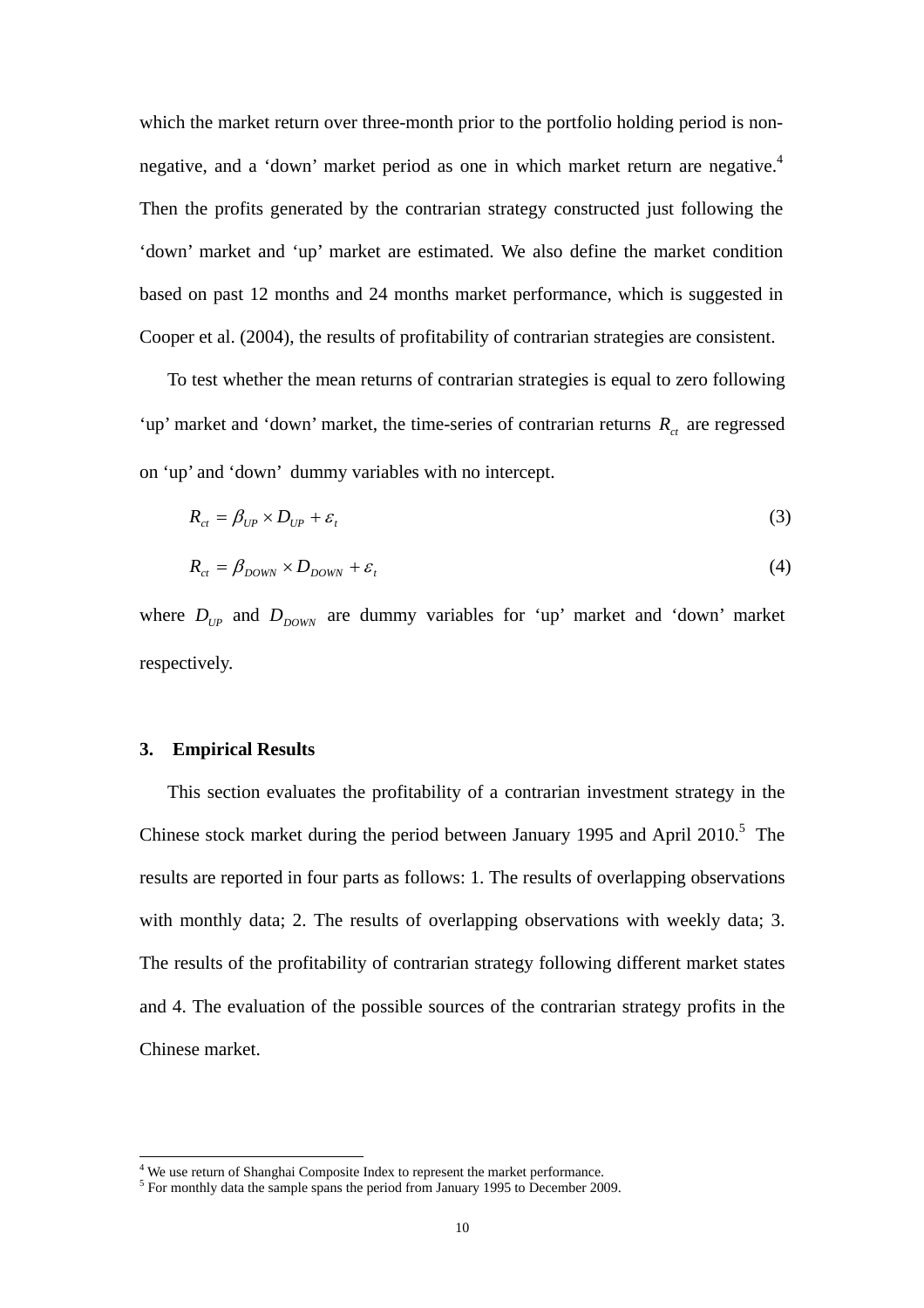which the market return over three-month prior to the portfolio holding period is non-negative, and a 'down' market period as one in which market return are negative.[4] Then the profits generated by the contrarian strategy constructed just following the 'down' market and 'up' market are estimated. We also define the market condition based on past 12 months and 24 months market performance, which is suggested in Cooper et al. (2004), the results of profitability of contrarian strategies are consistent.

To test whether the mean returns of contrarian strategies is equal to zero following 'up' market and 'down' market, the time-series of contrarian returns $R_{ct}$ are regressed on 'up' and 'down' dummy variables with no intercept.

$$R_{ct} = \beta_{UP} \times D_{UP} + \varepsilon_t \tag{3}$$

$$R_{ct} = \beta_{DOWN} \times D_{DOWN} + \varepsilon_t \tag{4}$$

where $D_{UP}$ and $D_{DOWN}$ are dummy variables for 'up' market and 'down' market respectively.

## 3. Empirical Results

This section evaluates the profitability of a contrarian investment strategy in the Chinese stock market during the period between January 1995 and April 2010.[5] The results are reported in four parts as follows: 1. The results of overlapping observations with monthly data; 2. The results of overlapping observations with weekly data; 3. The results of the profitability of contrarian strategy following different market states and 4. The evaluation of the possible sources of the contrarian strategy profits in the Chinese market.

---

[4] We use return of Shanghai Composite Index to represent the market performance.

[5] For monthly data the sample spans the period from January 1995 to December 2009.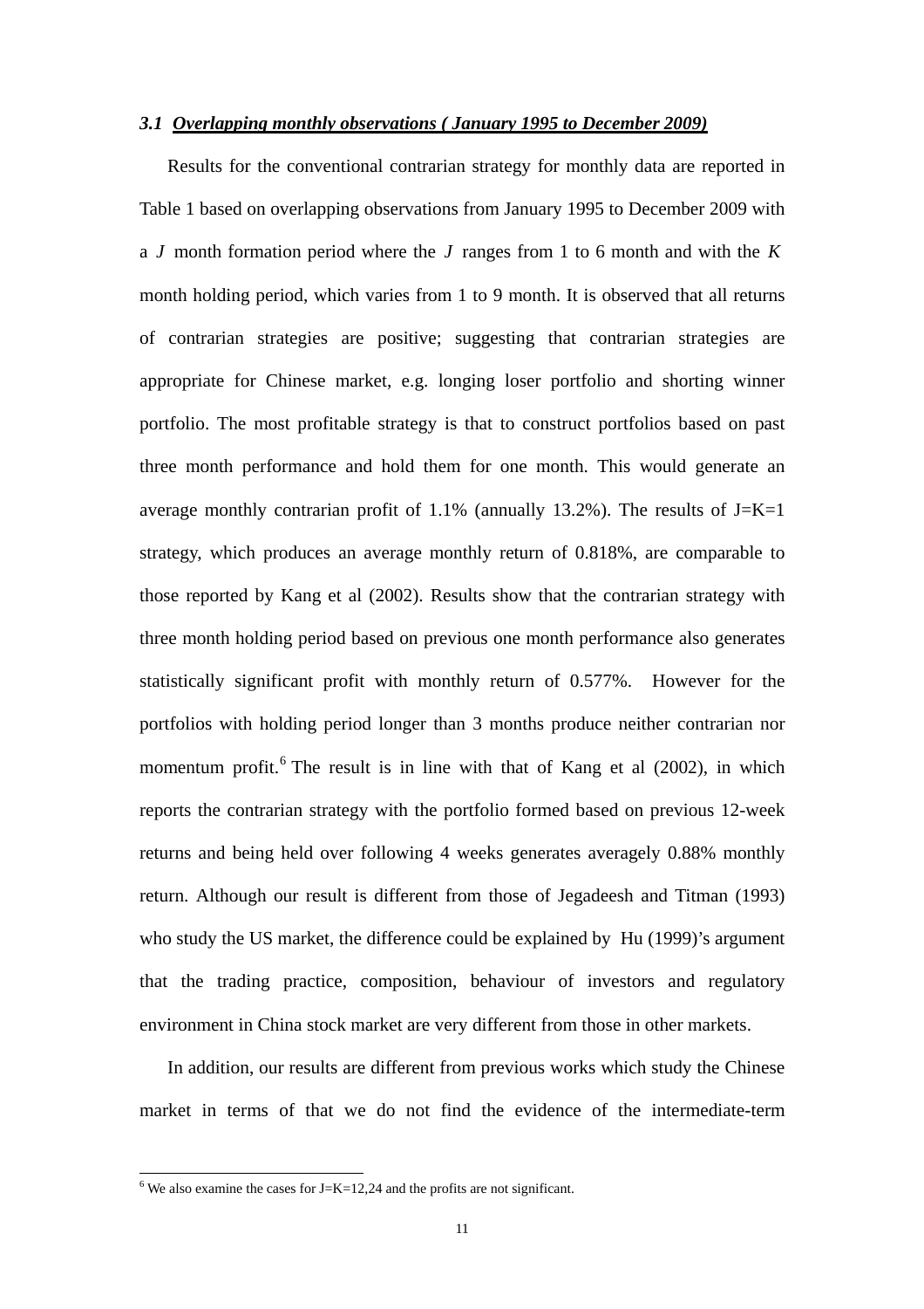### *3.1 Overlapping monthly observations ( January 1995 to December 2009)*

Results for the conventional contrarian strategy for monthly data are reported in Table 1 based on overlapping observations from January 1995 to December 2009 with a $J$ month formation period where the $J$ ranges from 1 to 6 month and with the $K$ month holding period, which varies from 1 to 9 month. It is observed that all returns of contrarian strategies are positive; suggesting that contrarian strategies are appropriate for Chinese market, e.g. longing loser portfolio and shorting winner portfolio. The most profitable strategy is that to construct portfolios based on past three month performance and hold them for one month. This would generate an average monthly contrarian profit of 1.1% (annually 13.2%). The results of J=K=1 strategy, which produces an average monthly return of 0.818%, are comparable to those reported by Kang et al (2002). Results show that the contrarian strategy with three month holding period based on previous one month performance also generates statistically significant profit with monthly return of 0.577%. However for the portfolios with holding period longer than 3 months produce neither contrarian nor momentum profit.[6] The result is in line with that of Kang et al (2002), in which reports the contrarian strategy with the portfolio formed based on previous 12-week returns and being held over following 4 weeks generates averagely 0.88% monthly return. Although our result is different from those of Jegadeesh and Titman (1993) who study the US market, the difference could be explained by Hu (1999)'s argument that the trading practice, composition, behaviour of investors and regulatory environment in China stock market are very different from those in other markets.

In addition, our results are different from previous works which study the Chinese market in terms of that we do not find the evidence of the intermediate-term

[6] We also examine the cases for J=K=12,24 and the profits are not significant.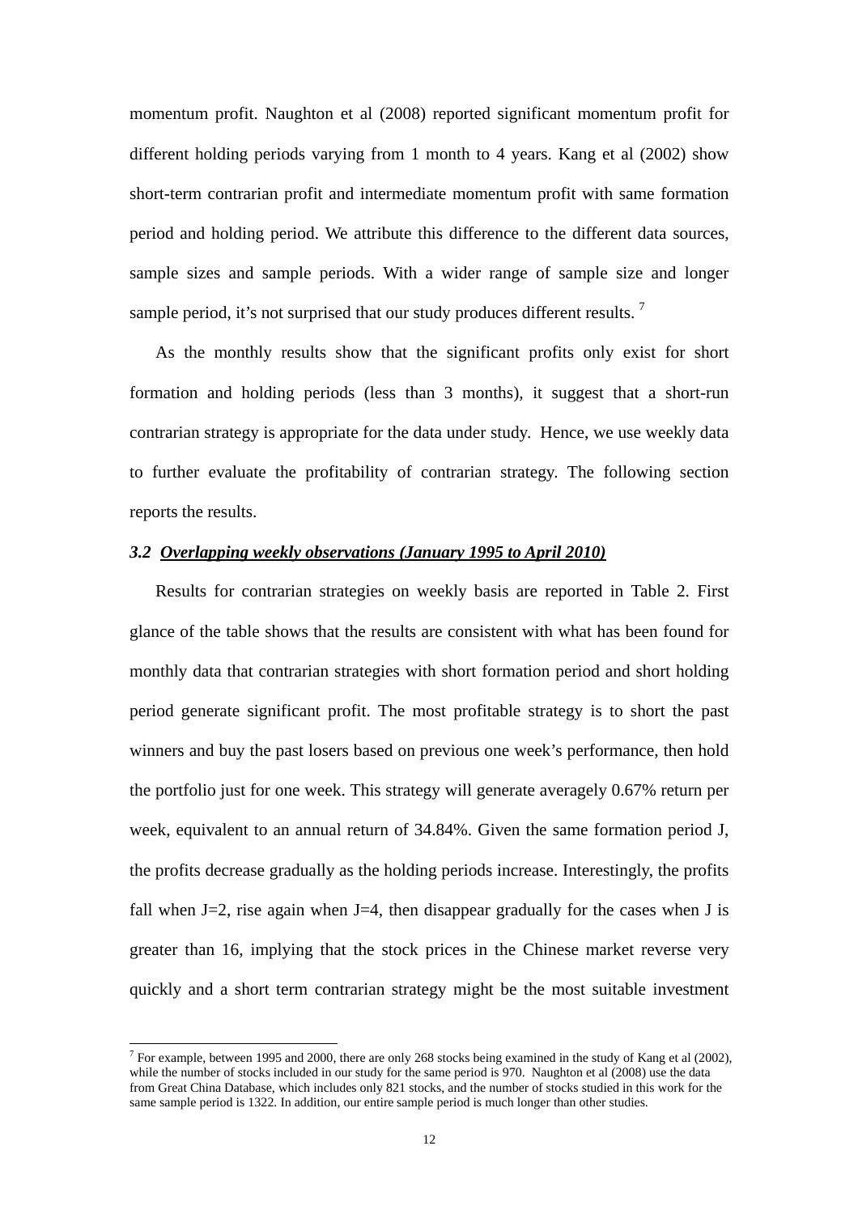momentum profit. Naughton et al (2008) reported significant momentum profit for different holding periods varying from 1 month to 4 years. Kang et al (2002) show short-term contrarian profit and intermediate momentum profit with same formation period and holding period. We attribute this difference to the different data sources, sample sizes and sample periods. With a wider range of sample size and longer sample period, it's not surprised that our study produces different results. [7]

As the monthly results show that the significant profits only exist for short formation and holding periods (less than 3 months), it suggest that a short-run contrarian strategy is appropriate for the data under study. Hence, we use weekly data to further evaluate the profitability of contrarian strategy. The following section reports the results.

### *3.2 Overlapping weekly observations (January 1995 to April 2010)*

Results for contrarian strategies on weekly basis are reported in Table 2. First glance of the table shows that the results are consistent with what has been found for monthly data that contrarian strategies with short formation period and short holding period generate significant profit. The most profitable strategy is to short the past winners and buy the past losers based on previous one week's performance, then hold the portfolio just for one week. This strategy will generate averagely 0.67% return per week, equivalent to an annual return of 34.84%. Given the same formation period J, the profits decrease gradually as the holding periods increase. Interestingly, the profits fall when J=2, rise again when J=4, then disappear gradually for the cases when J is greater than 16, implying that the stock prices in the Chinese market reverse very quickly and a short term contrarian strategy might be the most suitable investment

---

[7] For example, between 1995 and 2000, there are only 268 stocks being examined in the study of Kang et al (2002), while the number of stocks included in our study for the same period is 970. Naughton et al (2008) use the data from Great China Database, which includes only 821 stocks, and the number of stocks studied in this work for the same sample period is 1322. In addition, our entire sample period is much longer than other studies.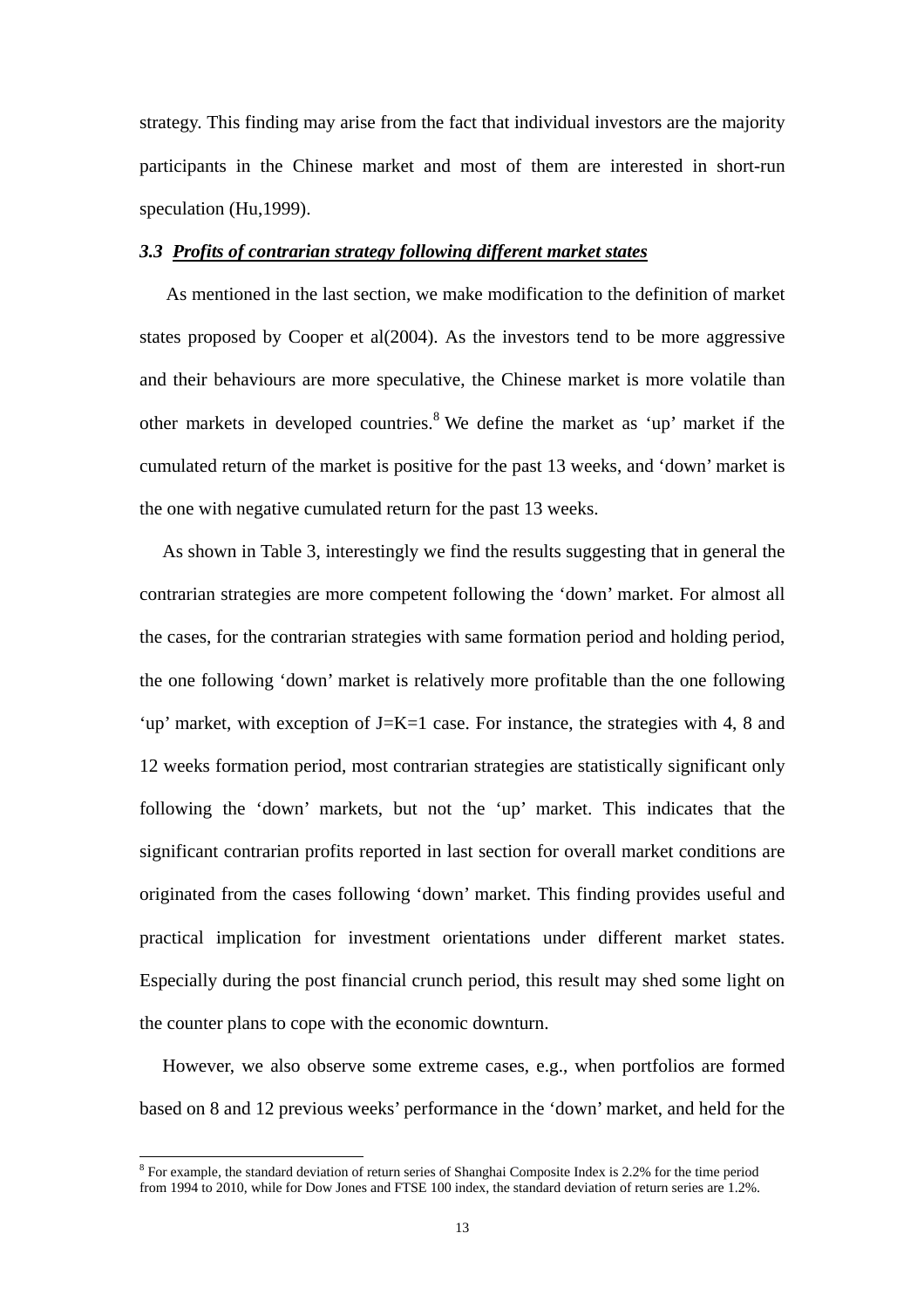strategy. This finding may arise from the fact that individual investors are the majority participants in the Chinese market and most of them are interested in short-run speculation (Hu,1999).

### *3.3 Profits of contrarian strategy following different market states*

As mentioned in the last section, we make modification to the definition of market states proposed by Cooper et al(2004). As the investors tend to be more aggressive and their behaviours are more speculative, the Chinese market is more volatile than other markets in developed countries.[8] We define the market as 'up' market if the cumulated return of the market is positive for the past 13 weeks, and 'down' market is the one with negative cumulated return for the past 13 weeks.

As shown in Table 3, interestingly we find the results suggesting that in general the contrarian strategies are more competent following the 'down' market. For almost all the cases, for the contrarian strategies with same formation period and holding period, the one following 'down' market is relatively more profitable than the one following 'up' market, with exception of J=K=1 case. For instance, the strategies with 4, 8 and 12 weeks formation period, most contrarian strategies are statistically significant only following the 'down' markets, but not the 'up' market. This indicates that the significant contrarian profits reported in last section for overall market conditions are originated from the cases following 'down' market. This finding provides useful and practical implication for investment orientations under different market states. Especially during the post financial crunch period, this result may shed some light on the counter plans to cope with the economic downturn.

However, we also observe some extreme cases, e.g., when portfolios are formed based on 8 and 12 previous weeks' performance in the 'down' market, and held for the

[8] For example, the standard deviation of return series of Shanghai Composite Index is 2.2% for the time period from 1994 to 2010, while for Dow Jones and FTSE 100 index, the standard deviation of return series are 1.2%.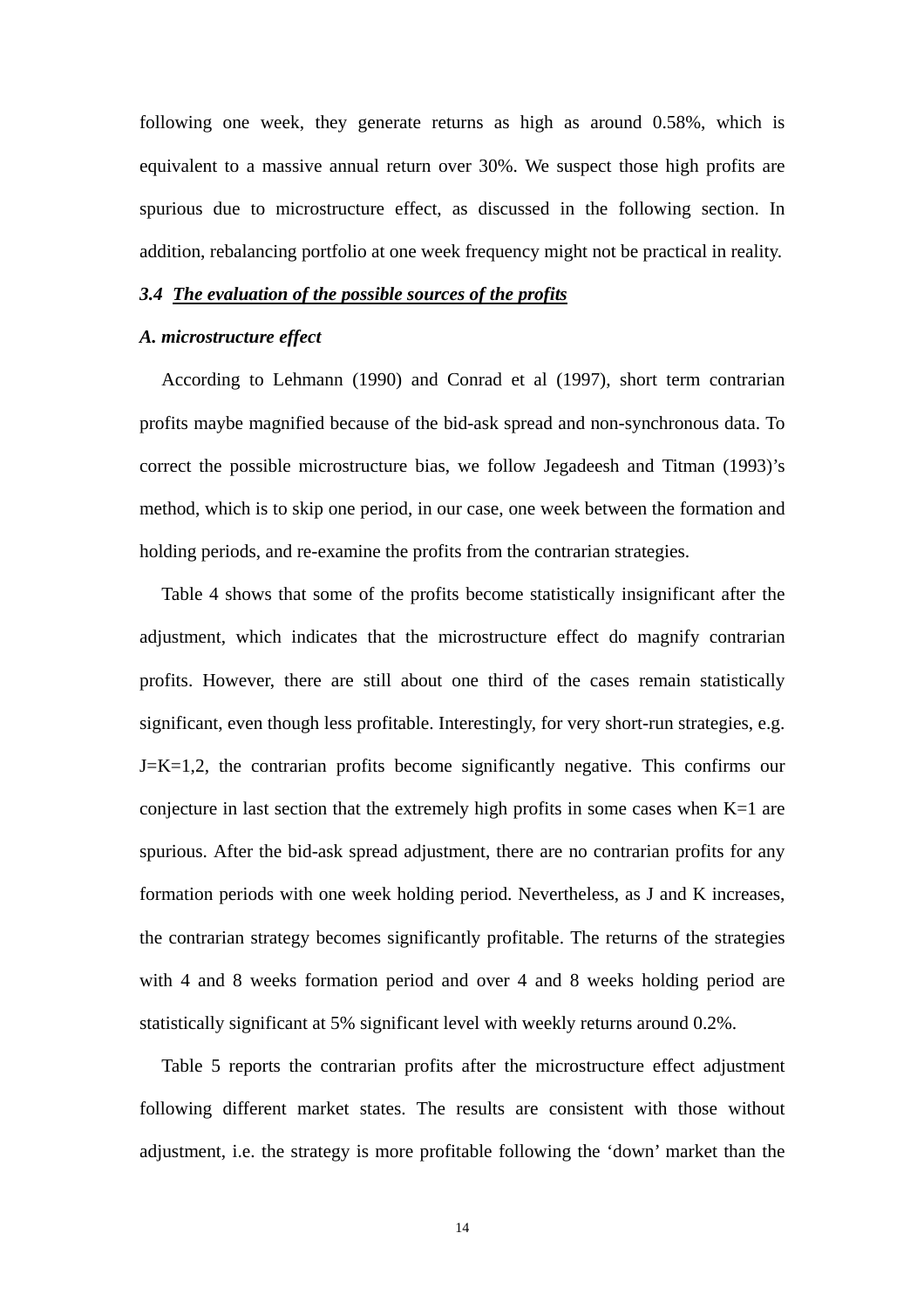following one week, they generate returns as high as around 0.58%, which is equivalent to a massive annual return over 30%. We suspect those high profits are spurious due to microstructure effect, as discussed in the following section. In addition, rebalancing portfolio at one week frequency might not be practical in reality.

### *3.4 The evaluation of the possible sources of the profits*

#### *A. microstructure effect*

According to Lehmann (1990) and Conrad et al (1997), short term contrarian profits maybe magnified because of the bid-ask spread and non-synchronous data. To correct the possible microstructure bias, we follow Jegadeesh and Titman (1993)'s method, which is to skip one period, in our case, one week between the formation and holding periods, and re-examine the profits from the contrarian strategies.

Table 4 shows that some of the profits become statistically insignificant after the adjustment, which indicates that the microstructure effect do magnify contrarian profits. However, there are still about one third of the cases remain statistically significant, even though less profitable. Interestingly, for very short-run strategies, e.g. J=K=1,2, the contrarian profits become significantly negative. This confirms our conjecture in last section that the extremely high profits in some cases when K=1 are spurious. After the bid-ask spread adjustment, there are no contrarian profits for any formation periods with one week holding period. Nevertheless, as J and K increases, the contrarian strategy becomes significantly profitable. The returns of the strategies with 4 and 8 weeks formation period and over 4 and 8 weeks holding period are statistically significant at 5% significant level with weekly returns around 0.2%.

Table 5 reports the contrarian profits after the microstructure effect adjustment following different market states. The results are consistent with those without adjustment, i.e. the strategy is more profitable following the 'down' market than the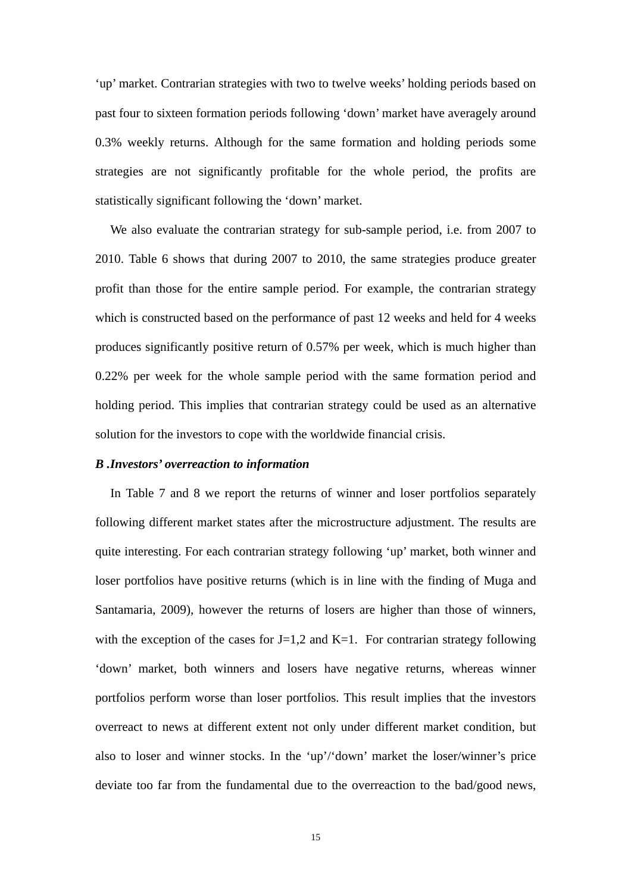‘up’ market. Contrarian strategies with two to twelve weeks’ holding periods based on past four to sixteen formation periods following ‘down’ market have averagely around 0.3% weekly returns. Although for the same formation and holding periods some strategies are not significantly profitable for the whole period, the profits are statistically significant following the ‘down’ market.

We also evaluate the contrarian strategy for sub-sample period, i.e. from 2007 to 2010. Table 6 shows that during 2007 to 2010, the same strategies produce greater profit than those for the entire sample period. For example, the contrarian strategy which is constructed based on the performance of past 12 weeks and held for 4 weeks produces significantly positive return of 0.57% per week, which is much higher than 0.22% per week for the whole sample period with the same formation period and holding period. This implies that contrarian strategy could be used as an alternative solution for the investors to cope with the worldwide financial crisis.

***B .Investors’ overreaction to information***

In Table 7 and 8 we report the returns of winner and loser portfolios separately following different market states after the microstructure adjustment. The results are quite interesting. For each contrarian strategy following ‘up’ market, both winner and loser portfolios have positive returns (which is in line with the finding of Muga and Santamaria, 2009), however the returns of losers are higher than those of winners, with the exception of the cases for J=1,2 and K=1. For contrarian strategy following ‘down’ market, both winners and losers have negative returns, whereas winner portfolios perform worse than loser portfolios. This result implies that the investors overreact to news at different extent not only under different market condition, but also to loser and winner stocks. In the ‘up’/‘down’ market the loser/winner’s price deviate too far from the fundamental due to the overreaction to the bad/good news,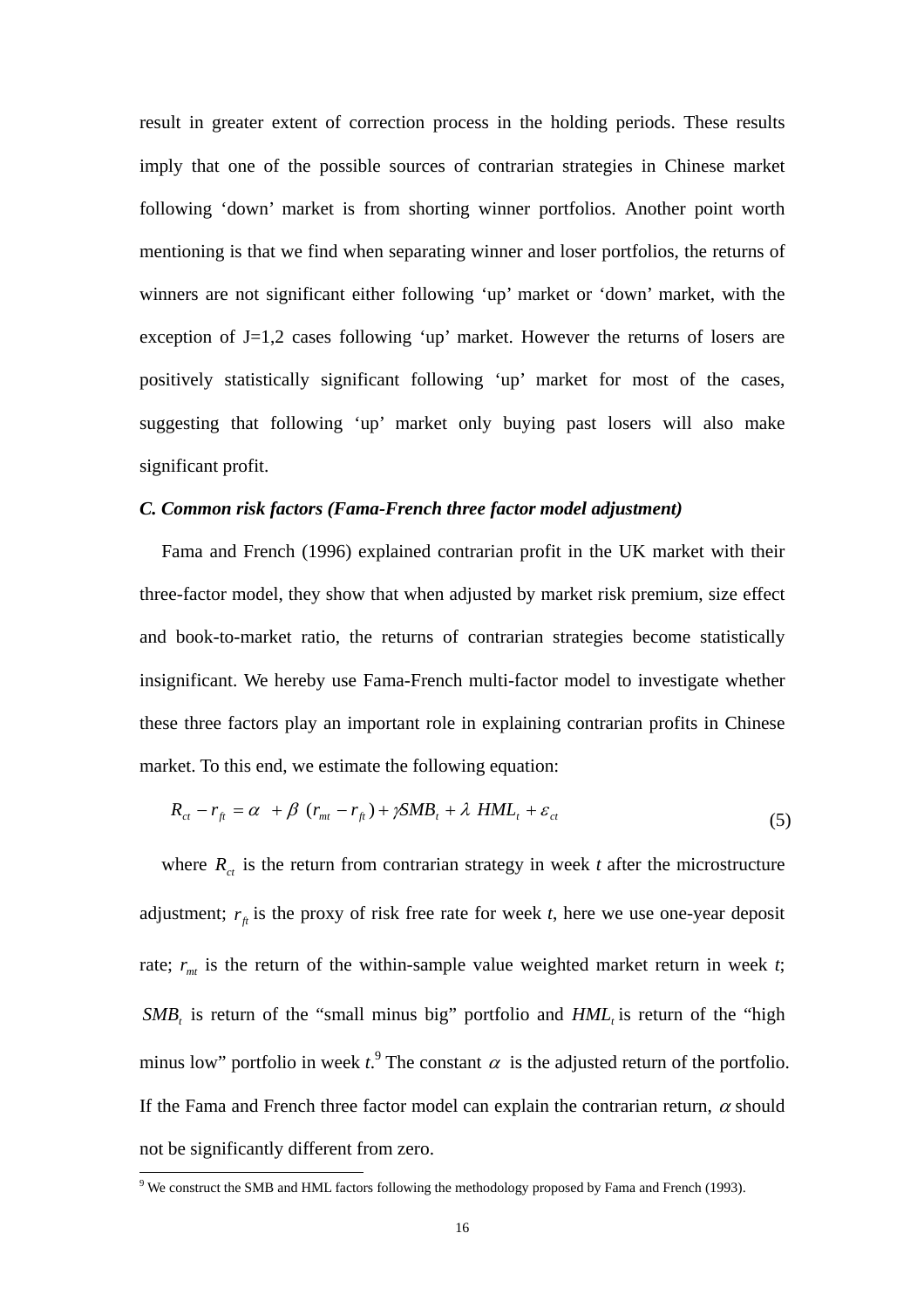result in greater extent of correction process in the holding periods. These results imply that one of the possible sources of contrarian strategies in Chinese market following 'down' market is from shorting winner portfolios. Another point worth mentioning is that we find when separating winner and loser portfolios, the returns of winners are not significant either following 'up' market or 'down' market, with the exception of J=1,2 cases following 'up' market. However the returns of losers are positively statistically significant following 'up' market for most of the cases, suggesting that following 'up' market only buying past losers will also make significant profit.

### *C. Common risk factors (Fama-French three factor model adjustment)*

Fama and French (1996) explained contrarian profit in the UK market with their three-factor model, they show that when adjusted by market risk premium, size effect and book-to-market ratio, the returns of contrarian strategies become statistically insignificant. We hereby use Fama-French multi-factor model to investigate whether these three factors play an important role in explaining contrarian profits in Chinese market. To this end, we estimate the following equation:

$$R_{ct} - r_{ft} = \alpha + \beta\ (r_{mt} - r_{ft}) + \gamma SMB_t + \lambda\ HML_t + \varepsilon_{ct} \tag{5}$$

where $R_{ct}$ is the return from contrarian strategy in week *t* after the microstructure adjustment; $r_{ft}$ is the proxy of risk free rate for week *t*, here we use one-year deposit rate; $r_{mt}$ is the return of the within-sample value weighted market return in week *t*; $SMB_t$ is return of the "small minus big" portfolio and $HML_t$ is return of the "high minus low" portfolio in week *t*.[9] The constant $\alpha$ is the adjusted return of the portfolio. If the Fama and French three factor model can explain the contrarian return, $\alpha$ should not be significantly different from zero.

[9] We construct the SMB and HML factors following the methodology proposed by Fama and French (1993).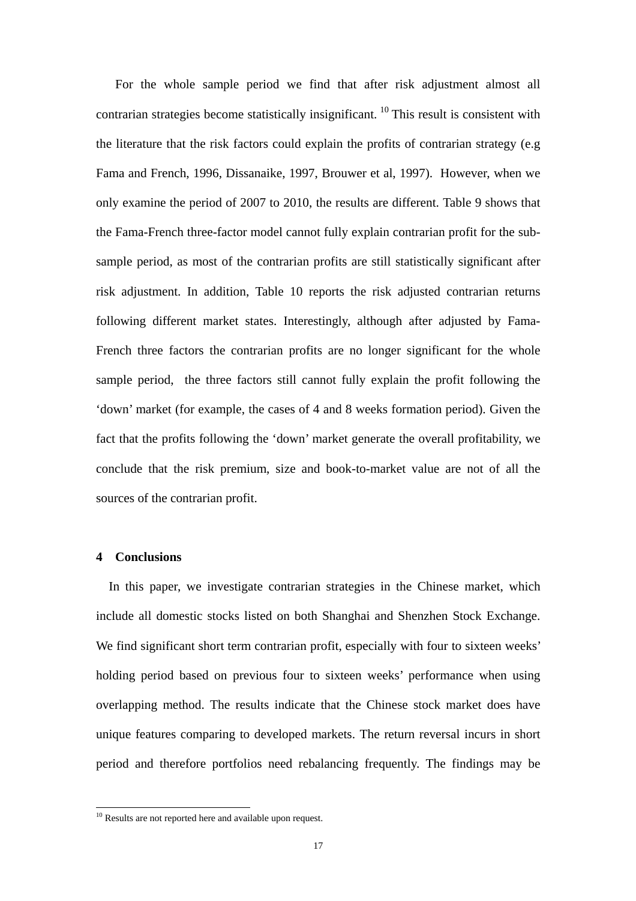For the whole sample period we find that after risk adjustment almost all contrarian strategies become statistically insignificant. [10] This result is consistent with the literature that the risk factors could explain the profits of contrarian strategy (e.g Fama and French, 1996, Dissanaike, 1997, Brouwer et al, 1997). However, when we only examine the period of 2007 to 2010, the results are different. Table 9 shows that the Fama-French three-factor model cannot fully explain contrarian profit for the sub-sample period, as most of the contrarian profits are still statistically significant after risk adjustment. In addition, Table 10 reports the risk adjusted contrarian returns following different market states. Interestingly, although after adjusted by Fama-French three factors the contrarian profits are no longer significant for the whole sample period, the three factors still cannot fully explain the profit following the 'down' market (for example, the cases of 4 and 8 weeks formation period). Given the fact that the profits following the 'down' market generate the overall profitability, we conclude that the risk premium, size and book-to-market value are not of all the sources of the contrarian profit.

## 4 Conclusions

In this paper, we investigate contrarian strategies in the Chinese market, which include all domestic stocks listed on both Shanghai and Shenzhen Stock Exchange. We find significant short term contrarian profit, especially with four to sixteen weeks' holding period based on previous four to sixteen weeks' performance when using overlapping method. The results indicate that the Chinese stock market does have unique features comparing to developed markets. The return reversal incurs in short period and therefore portfolios need rebalancing frequently. The findings may be

[10] Results are not reported here and available upon request.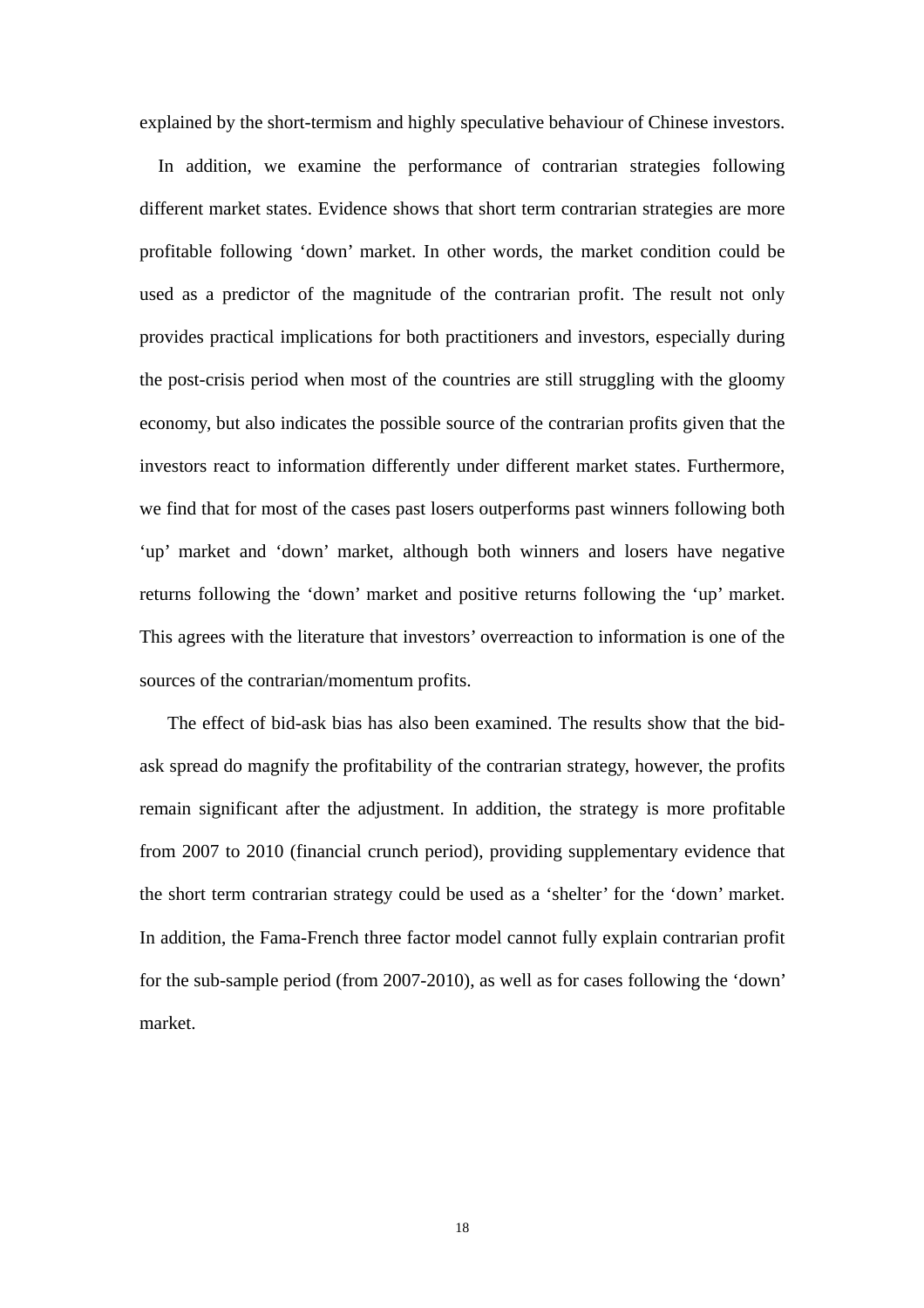explained by the short-termism and highly speculative behaviour of Chinese investors.

In addition, we examine the performance of contrarian strategies following different market states. Evidence shows that short term contrarian strategies are more profitable following 'down' market. In other words, the market condition could be used as a predictor of the magnitude of the contrarian profit. The result not only provides practical implications for both practitioners and investors, especially during the post-crisis period when most of the countries are still struggling with the gloomy economy, but also indicates the possible source of the contrarian profits given that the investors react to information differently under different market states. Furthermore, we find that for most of the cases past losers outperforms past winners following both 'up' market and 'down' market, although both winners and losers have negative returns following the 'down' market and positive returns following the 'up' market. This agrees with the literature that investors' overreaction to information is one of the sources of the contrarian/momentum profits.

The effect of bid-ask bias has also been examined. The results show that the bid-ask spread do magnify the profitability of the contrarian strategy, however, the profits remain significant after the adjustment. In addition, the strategy is more profitable from 2007 to 2010 (financial crunch period), providing supplementary evidence that the short term contrarian strategy could be used as a 'shelter' for the 'down' market. In addition, the Fama-French three factor model cannot fully explain contrarian profit for the sub-sample period (from 2007-2010), as well as for cases following the 'down' market.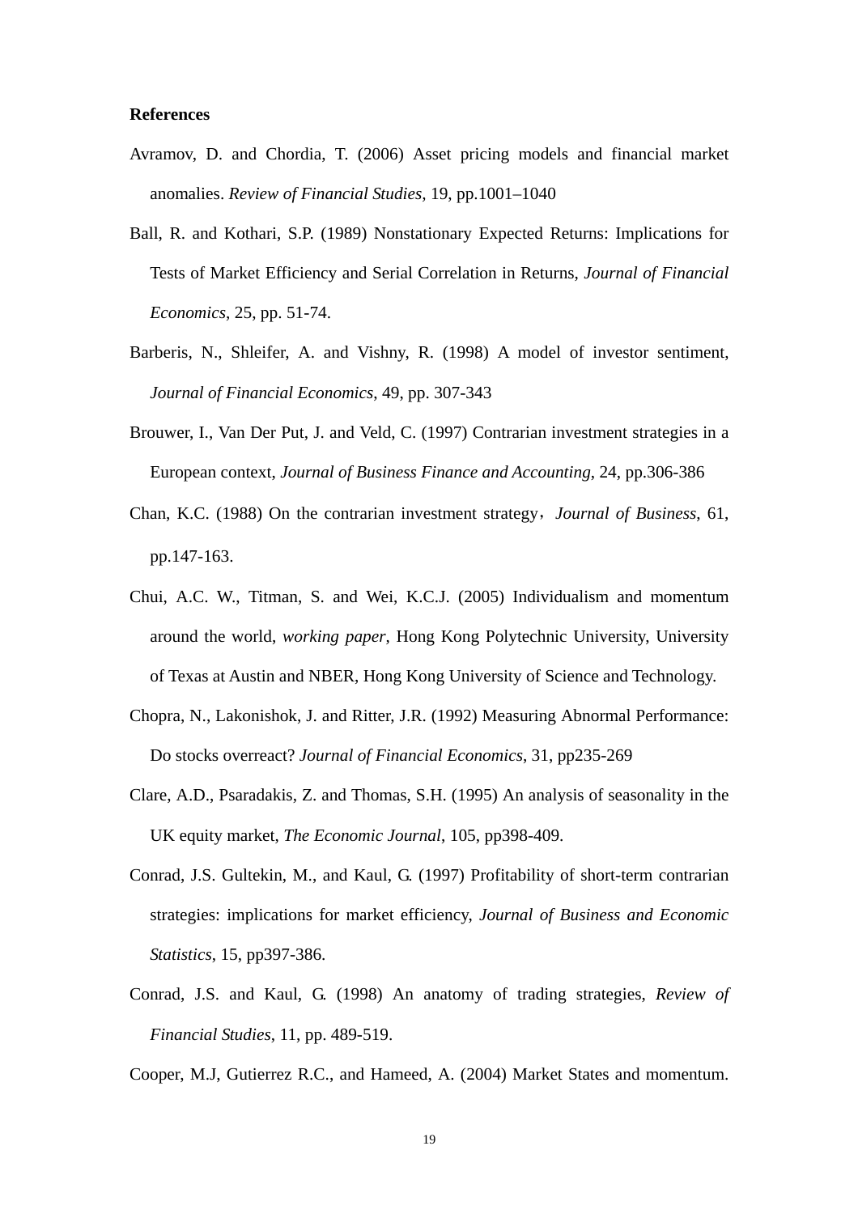**References**

Avramov, D. and Chordia, T. (2006) Asset pricing models and financial market anomalies. *Review of Financial Studies,* 19, pp.1001–1040

Ball, R. and Kothari, S.P. (1989) Nonstationary Expected Returns: Implications for Tests of Market Efficiency and Serial Correlation in Returns, *Journal of Financial Economics*, 25, pp. 51-74.

Barberis, N., Shleifer, A. and Vishny, R. (1998) A model of investor sentiment, *Journal of Financial Economics*, 49, pp. 307-343

Brouwer, I., Van Der Put, J. and Veld, C. (1997) Contrarian investment strategies in a European context, *Journal of Business Finance and Accounting*, 24, pp.306-386

Chan, K.C. (1988) On the contrarian investment strategy，*Journal of Business*, 61, pp.147-163.

Chui, A.C. W., Titman, S. and Wei, K.C.J. (2005) Individualism and momentum around the world, *working paper*, Hong Kong Polytechnic University, University of Texas at Austin and NBER, Hong Kong University of Science and Technology.

Chopra, N., Lakonishok, J. and Ritter, J.R. (1992) Measuring Abnormal Performance: Do stocks overreact? *Journal of Financial Economics*, 31, pp235-269

Clare, A.D., Psaradakis, Z. and Thomas, S.H. (1995) An analysis of seasonality in the UK equity market, *The Economic Journal*, 105, pp398-409.

Conrad, J.S. Gultekin, M., and Kaul, G. (1997) Profitability of short-term contrarian strategies: implications for market efficiency, *Journal of Business and Economic Statistics*, 15, pp397-386.

Conrad, J.S. and Kaul, G. (1998) An anatomy of trading strategies, *Review of Financial Studies*, 11, pp. 489-519.

Cooper, M.J, Gutierrez R.C., and Hameed, A. (2004) Market States and momentum.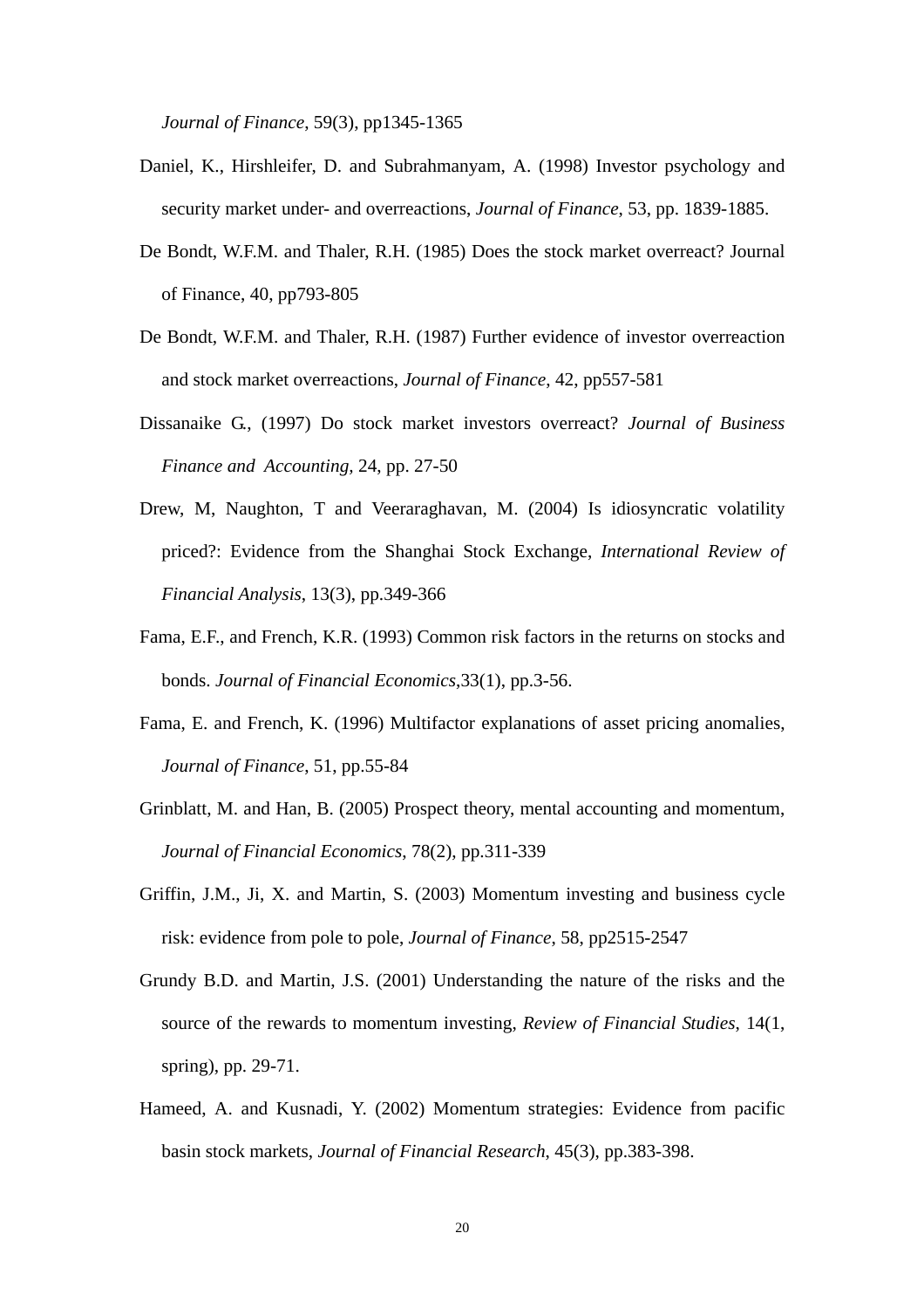*Journal of Finance*, 59(3), pp1345-1365

Daniel, K., Hirshleifer, D. and Subrahmanyam, A. (1998) Investor psychology and security market under- and overreactions, *Journal of Finance*, 53, pp. 1839-1885.

De Bondt, W.F.M. and Thaler, R.H. (1985) Does the stock market overreact? Journal of Finance, 40, pp793-805

De Bondt, W.F.M. and Thaler, R.H. (1987) Further evidence of investor overreaction and stock market overreactions, *Journal of Finance*, 42, pp557-581

Dissanaike G., (1997) Do stock market investors overreact? *Journal of Business Finance and Accounting*, 24, pp. 27-50

Drew, M, Naughton, T and Veeraraghavan, M. (2004) Is idiosyncratic volatility priced?: Evidence from the Shanghai Stock Exchange, *International Review of Financial Analysis*, 13(3), pp.349-366

Fama, E.F., and French, K.R. (1993) Common risk factors in the returns on stocks and bonds. *Journal of Financial Economics*,33(1), pp.3-56.

Fama, E. and French, K. (1996) Multifactor explanations of asset pricing anomalies, *Journal of Finance*, 51, pp.55-84

Grinblatt, M. and Han, B. (2005) Prospect theory, mental accounting and momentum, *Journal of Financial Economics*, 78(2), pp.311-339

Griffin, J.M., Ji, X. and Martin, S. (2003) Momentum investing and business cycle risk: evidence from pole to pole, *Journal of Finance*, 58, pp2515-2547

Grundy B.D. and Martin, J.S. (2001) Understanding the nature of the risks and the source of the rewards to momentum investing, *Review of Financial Studies*, 14(1, spring), pp. 29-71.

Hameed, A. and Kusnadi, Y. (2002) Momentum strategies: Evidence from pacific basin stock markets, *Journal of Financial Research*, 45(3), pp.383-398.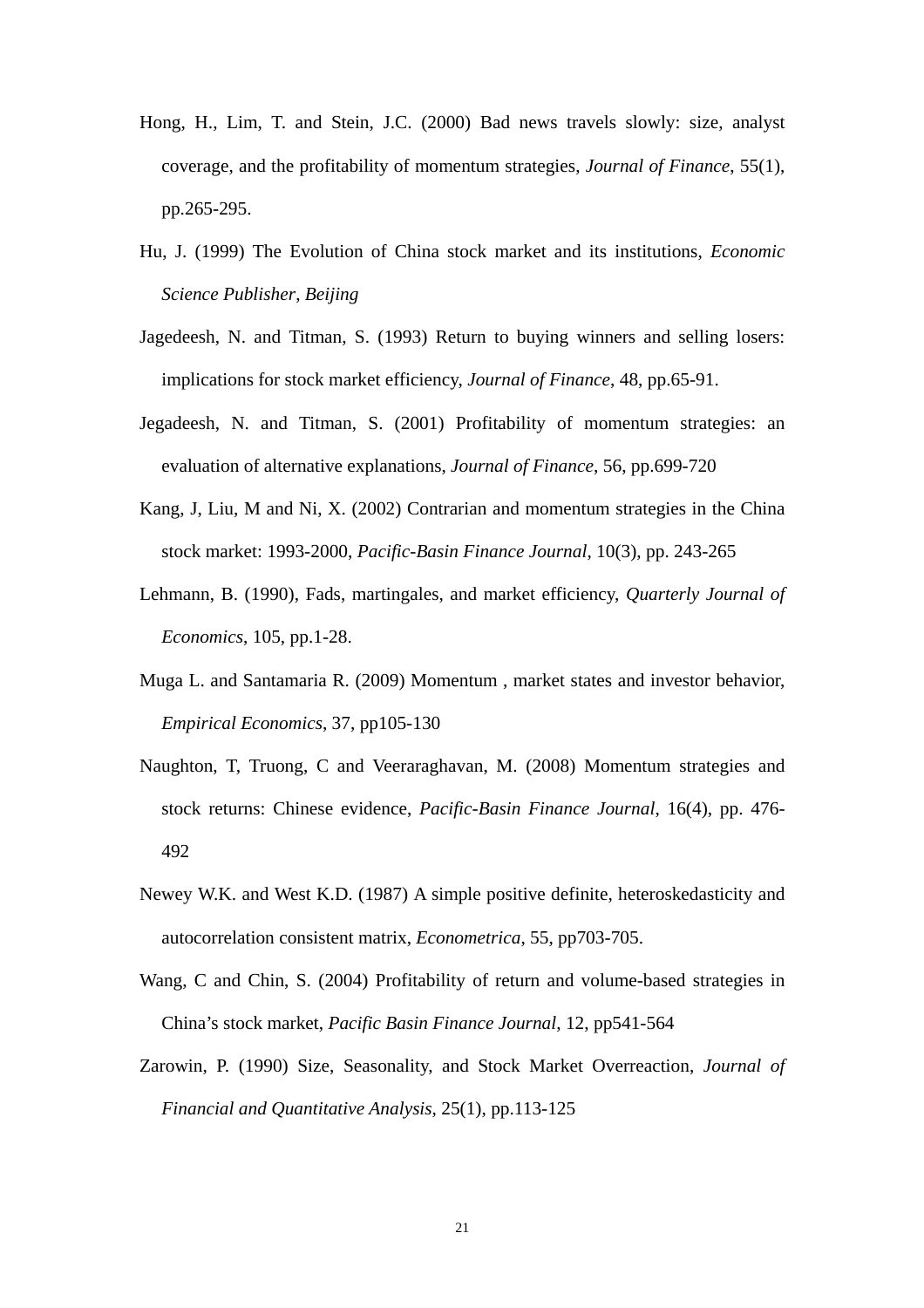Hong, H., Lim, T. and Stein, J.C. (2000) Bad news travels slowly: size, analyst coverage, and the profitability of momentum strategies, *Journal of Finance*, 55(1), pp.265-295.

Hu, J. (1999) The Evolution of China stock market and its institutions, *Economic Science Publisher*, *Beijing*

Jagedeesh, N. and Titman, S. (1993) Return to buying winners and selling losers: implications for stock market efficiency, *Journal of Finance*, 48, pp.65-91.

Jegadeesh, N. and Titman, S. (2001) Profitability of momentum strategies: an evaluation of alternative explanations, *Journal of Finance*, 56, pp.699-720

Kang, J, Liu, M and Ni, X. (2002) Contrarian and momentum strategies in the China stock market: 1993-2000, *Pacific-Basin Finance Journal*, 10(3), pp. 243-265

Lehmann, B. (1990), Fads, martingales, and market efficiency, *Quarterly Journal of Economics*, 105, pp.1-28.

Muga L. and Santamaria R. (2009) Momentum , market states and investor behavior, *Empirical Economics*, 37, pp105-130

Naughton, T, Truong, C and Veeraraghavan, M. (2008) Momentum strategies and stock returns: Chinese evidence, *Pacific-Basin Finance Journal*, 16(4), pp. 476-492

Newey W.K. and West K.D. (1987) A simple positive definite, heteroskedasticity and autocorrelation consistent matrix, *Econometrica*, 55, pp703-705.

Wang, C and Chin, S. (2004) Profitability of return and volume-based strategies in China's stock market, *Pacific Basin Finance Journal*, 12, pp541-564

Zarowin, P. (1990) Size, Seasonality, and Stock Market Overreaction, *Journal of Financial and Quantitative Analysis*, 25(1), pp.113-125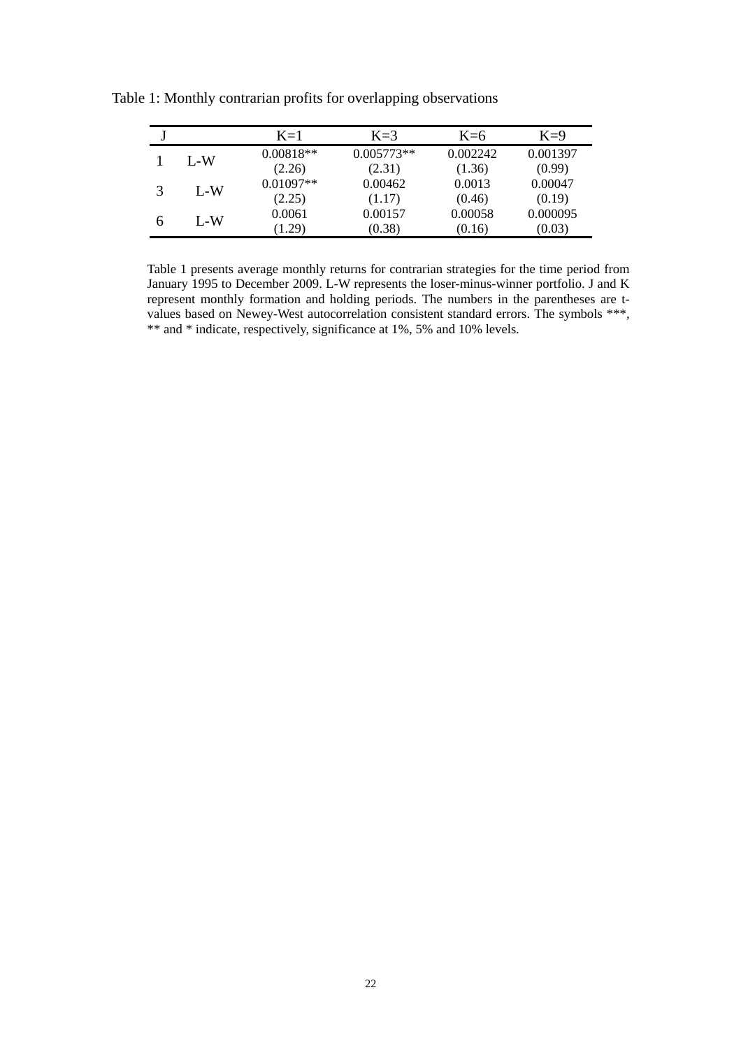Table 1: Monthly contrarian profits for overlapping observations

| J | | K=1 | K=3 | K=6 | K=9 |
|---|---|---|---|---|---|
| 1 | L-W | 0.00818** | 0.005773** | 0.002242 | 0.001397 |
| | | (2.26) | (2.31) | (1.36) | (0.99) |
| 3 | L-W | 0.01097** | 0.00462 | 0.0013 | 0.00047 |
| | | (2.25) | (1.17) | (0.46) | (0.19) |
| 6 | L-W | 0.0061 | 0.00157 | 0.00058 | 0.000095 |
| | | (1.29) | (0.38) | (0.16) | (0.03) |

Table 1 presents average monthly returns for contrarian strategies for the time period from January 1995 to December 2009. L-W represents the loser-minus-winner portfolio. J and K represent monthly formation and holding periods. The numbers in the parentheses are t-values based on Newey-West autocorrelation consistent standard errors. The symbols ***, ** and * indicate, respectively, significance at 1%, 5% and 10% levels.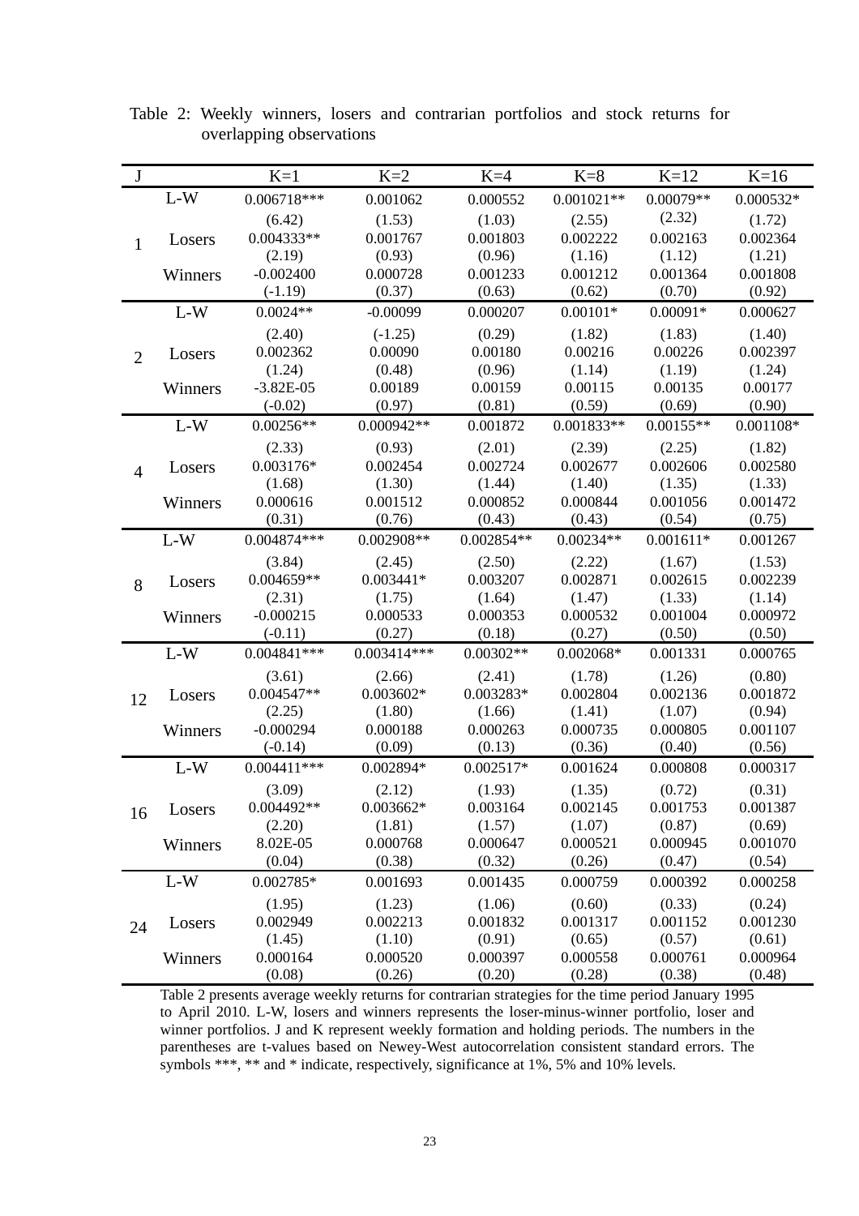Table 2: Weekly winners, losers and contrarian portfolios and stock returns for overlapping observations

| J | | K=1 | K=2 | K=4 | K=8 | K=12 | K=16 |
|---|---|---|---|---|---|---|---|
| 1 | L-W | 0.006718*** | 0.001062 | 0.000552 | 0.001021** | 0.00079** | 0.000532* |
| | | (6.42) | (1.53) | (1.03) | (2.55) | (2.32) | (1.72) |
| | Losers | 0.004333** | 0.001767 | 0.001803 | 0.002222 | 0.002163 | 0.002364 |
| | | (2.19) | (0.93) | (0.96) | (1.16) | (1.12) | (1.21) |
| | Winners | -0.002400 | 0.000728 | 0.001233 | 0.001212 | 0.001364 | 0.001808 |
| | | (-1.19) | (0.37) | (0.63) | (0.62) | (0.70) | (0.92) |
| 2 | L-W | 0.0024** | -0.00099 | 0.000207 | 0.00101* | 0.00091* | 0.000627 |
| | | (2.40) | (-1.25) | (0.29) | (1.82) | (1.83) | (1.40) |
| | Losers | 0.002362 | 0.00090 | 0.00180 | 0.00216 | 0.00226 | 0.002397 |
| | | (1.24) | (0.48) | (0.96) | (1.14) | (1.19) | (1.24) |
| | Winners | -3.82E-05 | 0.00189 | 0.00159 | 0.00115 | 0.00135 | 0.00177 |
| | | (-0.02) | (0.97) | (0.81) | (0.59) | (0.69) | (0.90) |
| 4 | L-W | 0.00256** | 0.000942** | 0.001872 | 0.001833** | 0.00155** | 0.001108* |
| | | (2.33) | (0.93) | (2.01) | (2.39) | (2.25) | (1.82) |
| | Losers | 0.003176* | 0.002454 | 0.002724 | 0.002677 | 0.002606 | 0.002580 |
| | | (1.68) | (1.30) | (1.44) | (1.40) | (1.35) | (1.33) |
| | Winners | 0.000616 | 0.001512 | 0.000852 | 0.000844 | 0.001056 | 0.001472 |
| | | (0.31) | (0.76) | (0.43) | (0.43) | (0.54) | (0.75) |
| 8 | L-W | 0.004874*** | 0.002908** | 0.002854** | 0.00234** | 0.001611* | 0.001267 |
| | | (3.84) | (2.45) | (2.50) | (2.22) | (1.67) | (1.53) |
| | Losers | 0.004659** | 0.003441* | 0.003207 | 0.002871 | 0.002615 | 0.002239 |
| | | (2.31) | (1.75) | (1.64) | (1.47) | (1.33) | (1.14) |
| | Winners | -0.000215 | 0.000533 | 0.000353 | 0.000532 | 0.001004 | 0.000972 |
| | | (-0.11) | (0.27) | (0.18) | (0.27) | (0.50) | (0.50) |
| 12 | L-W | 0.004841*** | 0.003414*** | 0.00302** | 0.002068* | 0.001331 | 0.000765 |
| | | (3.61) | (2.66) | (2.41) | (1.78) | (1.26) | (0.80) |
| | Losers | 0.004547** | 0.003602* | 0.003283* | 0.002804 | 0.002136 | 0.001872 |
| | | (2.25) | (1.80) | (1.66) | (1.41) | (1.07) | (0.94) |
| | Winners | -0.000294 | 0.000188 | 0.000263 | 0.000735 | 0.000805 | 0.001107 |
| | | (-0.14) | (0.09) | (0.13) | (0.36) | (0.40) | (0.56) |
| 16 | L-W | 0.004411*** | 0.002894* | 0.002517* | 0.001624 | 0.000808 | 0.000317 |
| | | (3.09) | (2.12) | (1.93) | (1.35) | (0.72) | (0.31) |
| | Losers | 0.004492** | 0.003662* | 0.003164 | 0.002145 | 0.001753 | 0.001387 |
| | | (2.20) | (1.81) | (1.57) | (1.07) | (0.87) | (0.69) |
| | Winners | 8.02E-05 | 0.000768 | 0.000647 | 0.000521 | 0.000945 | 0.001070 |
| | | (0.04) | (0.38) | (0.32) | (0.26) | (0.47) | (0.54) |
| 24 | L-W | 0.002785* | 0.001693 | 0.001435 | 0.000759 | 0.000392 | 0.000258 |
| | | (1.95) | (1.23) | (1.06) | (0.60) | (0.33) | (0.24) |
| | Losers | 0.002949 | 0.002213 | 0.001832 | 0.001317 | 0.001152 | 0.001230 |
| | | (1.45) | (1.10) | (0.91) | (0.65) | (0.57) | (0.61) |
| | Winners | 0.000164 | 0.000520 | 0.000397 | 0.000558 | 0.000761 | 0.000964 |
| | | (0.08) | (0.26) | (0.20) | (0.28) | (0.38) | (0.48) |

Table 2 presents average weekly returns for contrarian strategies for the time period January 1995 to April 2010. L-W, losers and winners represents the loser-minus-winner portfolio, loser and winner portfolios. J and K represent weekly formation and holding periods. The numbers in the parentheses are t-values based on Newey-West autocorrelation consistent standard errors. The symbols ***, ** and * indicate, respectively, significance at 1%, 5% and 10% levels.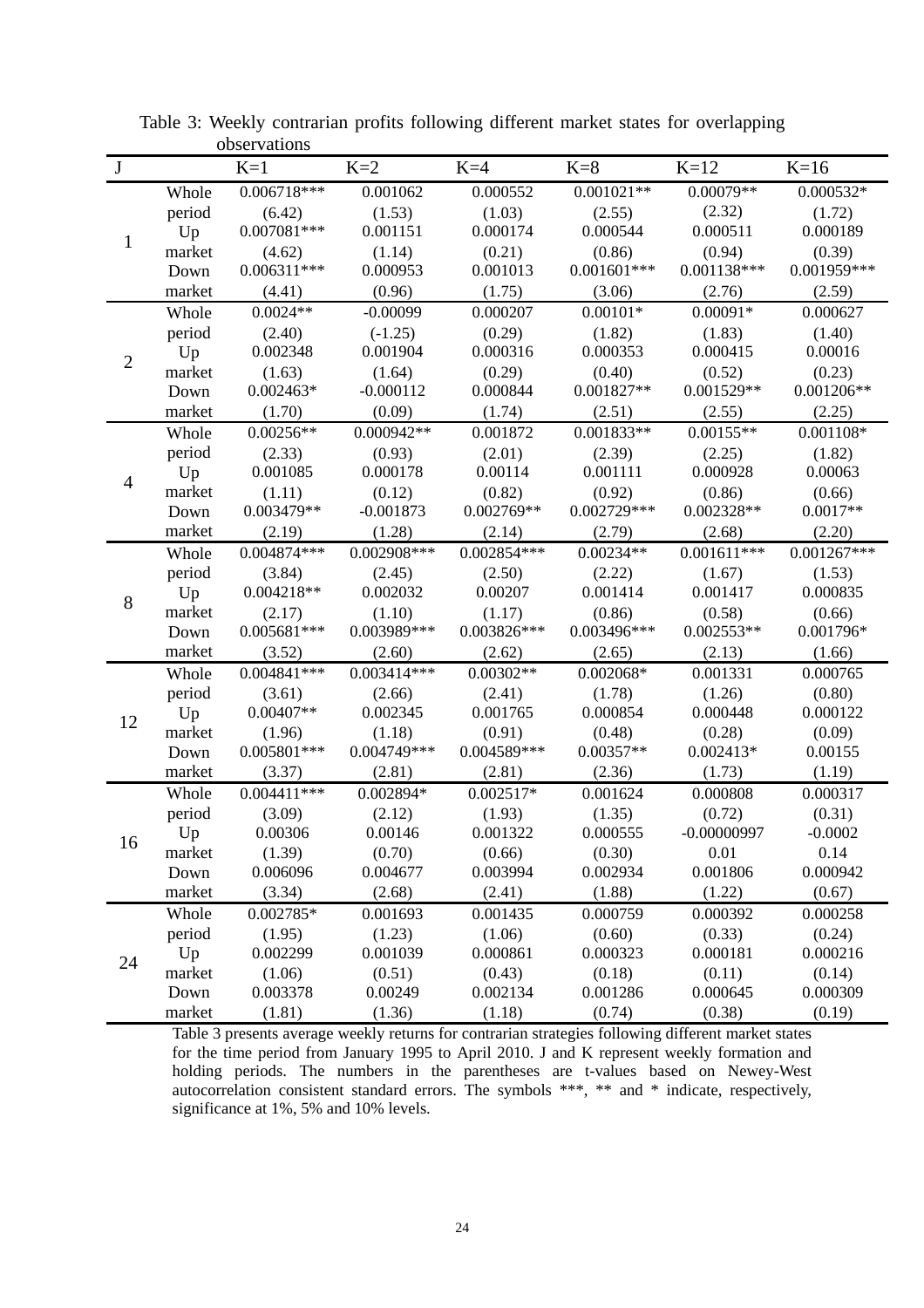Table 3: Weekly contrarian profits following different market states for overlapping observations

| J | | K=1 | K=2 | K=4 | K=8 | K=12 | K=16 |
|---|---|---|---|---|---|---|---|
| 1 | Whole period | 0.006718*** | 0.001062 | 0.000552 | 0.001021** | 0.00079** | 0.000532* |
| | | (6.42) | (1.53) | (1.03) | (2.55) | (2.32) | (1.72) |
| | Up market | 0.007081*** | 0.001151 | 0.000174 | 0.000544 | 0.000511 | 0.000189 |
| | | (4.62) | (1.14) | (0.21) | (0.86) | (0.94) | (0.39) |
| | Down market | 0.006311*** | 0.000953 | 0.001013 | 0.001601*** | 0.001138*** | 0.001959*** |
| | | (4.41) | (0.96) | (1.75) | (3.06) | (2.76) | (2.59) |
| 2 | Whole period | 0.0024** | -0.00099 | 0.000207 | 0.00101* | 0.00091* | 0.000627 |
| | | (2.40) | (-1.25) | (0.29) | (1.82) | (1.83) | (1.40) |
| | Up market | 0.002348 | 0.001904 | 0.000316 | 0.000353 | 0.000415 | 0.00016 |
| | | (1.63) | (1.64) | (0.29) | (0.40) | (0.52) | (0.23) |
| | Down market | 0.002463* | -0.000112 | 0.000844 | 0.001827** | 0.001529** | 0.001206** |
| | | (1.70) | (0.09) | (1.74) | (2.51) | (2.55) | (2.25) |
| 4 | Whole period | 0.00256** | 0.000942** | 0.001872 | 0.001833** | 0.00155** | 0.001108* |
| | | (2.33) | (0.93) | (2.01) | (2.39) | (2.25) | (1.82) |
| | Up market | 0.001085 | 0.000178 | 0.00114 | 0.001111 | 0.000928 | 0.00063 |
| | | (1.11) | (0.12) | (0.82) | (0.92) | (0.86) | (0.66) |
| | Down market | 0.003479** | -0.001873 | 0.002769** | 0.002729*** | 0.002328** | 0.0017** |
| | | (2.19) | (1.28) | (2.14) | (2.79) | (2.68) | (2.20) |
| 8 | Whole period | 0.004874*** | 0.002908*** | 0.002854*** | 0.00234** | 0.001611*** | 0.001267*** |
| | | (3.84) | (2.45) | (2.50) | (2.22) | (1.67) | (1.53) |
| | Up market | 0.004218** | 0.002032 | 0.00207 | 0.001414 | 0.001417 | 0.000835 |
| | | (2.17) | (1.10) | (1.17) | (0.86) | (0.58) | (0.66) |
| | Down market | 0.005681*** | 0.003989*** | 0.003826*** | 0.003496*** | 0.002553** | 0.001796* |
| | | (3.52) | (2.60) | (2.62) | (2.65) | (2.13) | (1.66) |
| 12 | Whole period | 0.004841*** | 0.003414*** | 0.00302** | 0.002068* | 0.001331 | 0.000765 |
| | | (3.61) | (2.66) | (2.41) | (1.78) | (1.26) | (0.80) |
| | Up market | 0.00407** | 0.002345 | 0.001765 | 0.000854 | 0.000448 | 0.000122 |
| | | (1.96) | (1.18) | (0.91) | (0.48) | (0.28) | (0.09) |
| | Down market | 0.005801*** | 0.004749*** | 0.004589*** | 0.00357** | 0.002413* | 0.00155 |
| | | (3.37) | (2.81) | (2.81) | (2.36) | (1.73) | (1.19) |
| 16 | Whole period | 0.004411*** | 0.002894* | 0.002517* | 0.001624 | 0.000808 | 0.000317 |
| | | (3.09) | (2.12) | (1.93) | (1.35) | (0.72) | (0.31) |
| | Up market | 0.00306 | 0.00146 | 0.001322 | 0.000555 | -0.00000997 | -0.0002 |
| | | (1.39) | (0.70) | (0.66) | (0.30) | 0.01 | 0.14 |
| | Down market | 0.006096 | 0.004677 | 0.003994 | 0.002934 | 0.001806 | 0.000942 |
| | | (3.34) | (2.68) | (2.41) | (1.88) | (1.22) | (0.67) |
| 24 | Whole period | 0.002785* | 0.001693 | 0.001435 | 0.000759 | 0.000392 | 0.000258 |
| | | (1.95) | (1.23) | (1.06) | (0.60) | (0.33) | (0.24) |
| | Up market | 0.002299 | 0.001039 | 0.000861 | 0.000323 | 0.000181 | 0.000216 |
| | | (1.06) | (0.51) | (0.43) | (0.18) | (0.11) | (0.14) |
| | Down market | 0.003378 | 0.00249 | 0.002134 | 0.001286 | 0.000645 | 0.000309 |
| | | (1.81) | (1.36) | (1.18) | (0.74) | (0.38) | (0.19) |

Table 3 presents average weekly returns for contrarian strategies following different market states for the time period from January 1995 to April 2010. J and K represent weekly formation and holding periods. The numbers in the parentheses are t-values based on Newey-West autocorrelation consistent standard errors. The symbols ***, ** and * indicate, respectively, significance at 1%, 5% and 10% levels.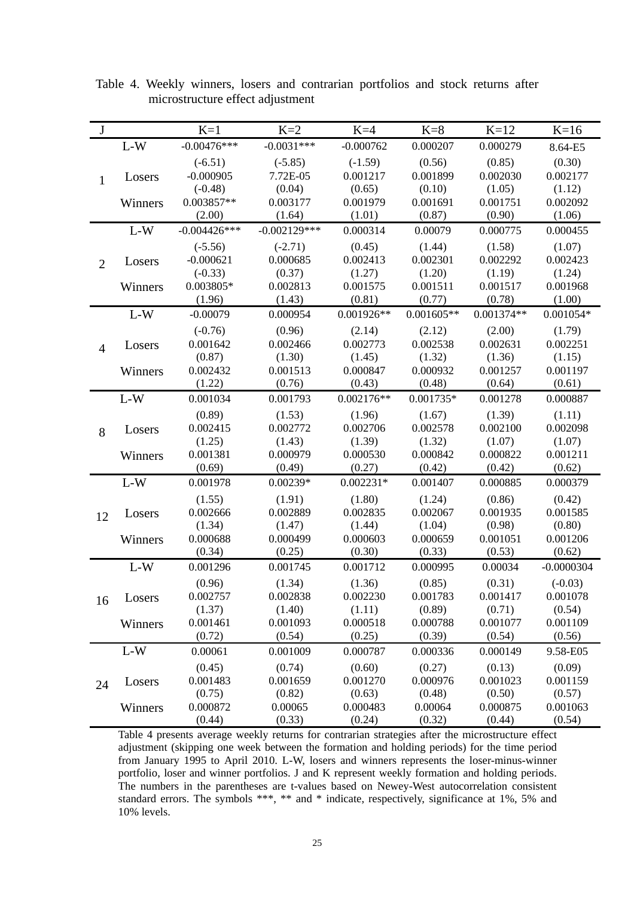Table 4. Weekly winners, losers and contrarian portfolios and stock returns after microstructure effect adjustment

| J | | K=1 | K=2 | K=4 | K=8 | K=12 | K=16 |
|---|---|---|---|---|---|---|---|
| 1 | L-W | -0.00476*** | -0.0031*** | -0.000762 | 0.000207 | 0.000279 | 8.64-E5 |
| | | (-6.51) | (-5.85) | (-1.59) | (0.56) | (0.85) | (0.30) |
| | Losers | -0.000905 | 7.72E-05 | 0.001217 | 0.001899 | 0.002030 | 0.002177 |
| | | (-0.48) | (0.04) | (0.65) | (0.10) | (1.05) | (1.12) |
| | Winners | 0.003857** | 0.003177 | 0.001979 | 0.001691 | 0.001751 | 0.002092 |
| | | (2.00) | (1.64) | (1.01) | (0.87) | (0.90) | (1.06) |
| 2 | L-W | -0.004426*** | -0.002129*** | 0.000314 | 0.00079 | 0.000775 | 0.000455 |
| | | (-5.56) | (-2.71) | (0.45) | (1.44) | (1.58) | (1.07) |
| | Losers | -0.000621 | 0.000685 | 0.002413 | 0.002301 | 0.002292 | 0.002423 |
| | | (-0.33) | (0.37) | (1.27) | (1.20) | (1.19) | (1.24) |
| | Winners | 0.003805* | 0.002813 | 0.001575 | 0.001511 | 0.001517 | 0.001968 |
| | | (1.96) | (1.43) | (0.81) | (0.77) | (0.78) | (1.00) |
| 4 | L-W | -0.00079 | 0.000954 | 0.001926** | 0.001605** | 0.001374** | 0.001054* |
| | | (-0.76) | (0.96) | (2.14) | (2.12) | (2.00) | (1.79) |
| | Losers | 0.001642 | 0.002466 | 0.002773 | 0.002538 | 0.002631 | 0.002251 |
| | | (0.87) | (1.30) | (1.45) | (1.32) | (1.36) | (1.15) |
| | Winners | 0.002432 | 0.001513 | 0.000847 | 0.000932 | 0.001257 | 0.001197 |
| | | (1.22) | (0.76) | (0.43) | (0.48) | (0.64) | (0.61) |
| 8 | L-W | 0.001034 | 0.001793 | 0.002176** | 0.001735* | 0.001278 | 0.000887 |
| | | (0.89) | (1.53) | (1.96) | (1.67) | (1.39) | (1.11) |
| | Losers | 0.002415 | 0.002772 | 0.002706 | 0.002578 | 0.002100 | 0.002098 |
| | | (1.25) | (1.43) | (1.39) | (1.32) | (1.07) | (1.07) |
| | Winners | 0.001381 | 0.000979 | 0.000530 | 0.000842 | 0.000822 | 0.001211 |
| | | (0.69) | (0.49) | (0.27) | (0.42) | (0.42) | (0.62) |
| 12 | L-W | 0.001978 | 0.00239* | 0.002231* | 0.001407 | 0.000885 | 0.000379 |
| | | (1.55) | (1.91) | (1.80) | (1.24) | (0.86) | (0.42) |
| | Losers | 0.002666 | 0.002889 | 0.002835 | 0.002067 | 0.001935 | 0.001585 |
| | | (1.34) | (1.47) | (1.44) | (1.04) | (0.98) | (0.80) |
| | Winners | 0.000688 | 0.000499 | 0.000603 | 0.000659 | 0.001051 | 0.001206 |
| | | (0.34) | (0.25) | (0.30) | (0.33) | (0.53) | (0.62) |
| 16 | L-W | 0.001296 | 0.001745 | 0.001712 | 0.000995 | 0.00034 | -0.0000304 |
| | | (0.96) | (1.34) | (1.36) | (0.85) | (0.31) | (-0.03) |
| | Losers | 0.002757 | 0.002838 | 0.002230 | 0.001783 | 0.001417 | 0.001078 |
| | | (1.37) | (1.40) | (1.11) | (0.89) | (0.71) | (0.54) |
| | Winners | 0.001461 | 0.001093 | 0.000518 | 0.000788 | 0.001077 | 0.001109 |
| | | (0.72) | (0.54) | (0.25) | (0.39) | (0.54) | (0.56) |
| 24 | L-W | 0.00061 | 0.001009 | 0.000787 | 0.000336 | 0.000149 | 9.58-E05 |
| | | (0.45) | (0.74) | (0.60) | (0.27) | (0.13) | (0.09) |
| | Losers | 0.001483 | 0.001659 | 0.001270 | 0.000976 | 0.001023 | 0.001159 |
| | | (0.75) | (0.82) | (0.63) | (0.48) | (0.50) | (0.57) |
| | Winners | 0.000872 | 0.00065 | 0.000483 | 0.00064 | 0.000875 | 0.001063 |
| | | (0.44) | (0.33) | (0.24) | (0.32) | (0.44) | (0.54) |

Table 4 presents average weekly returns for contrarian strategies after the microstructure effect adjustment (skipping one week between the formation and holding periods) for the time period from January 1995 to April 2010. L-W, losers and winners represents the loser-minus-winner portfolio, loser and winner portfolios. J and K represent weekly formation and holding periods. The numbers in the parentheses are t-values based on Newey-West autocorrelation consistent standard errors. The symbols ***, ** and * indicate, respectively, significance at 1%, 5% and 10% levels.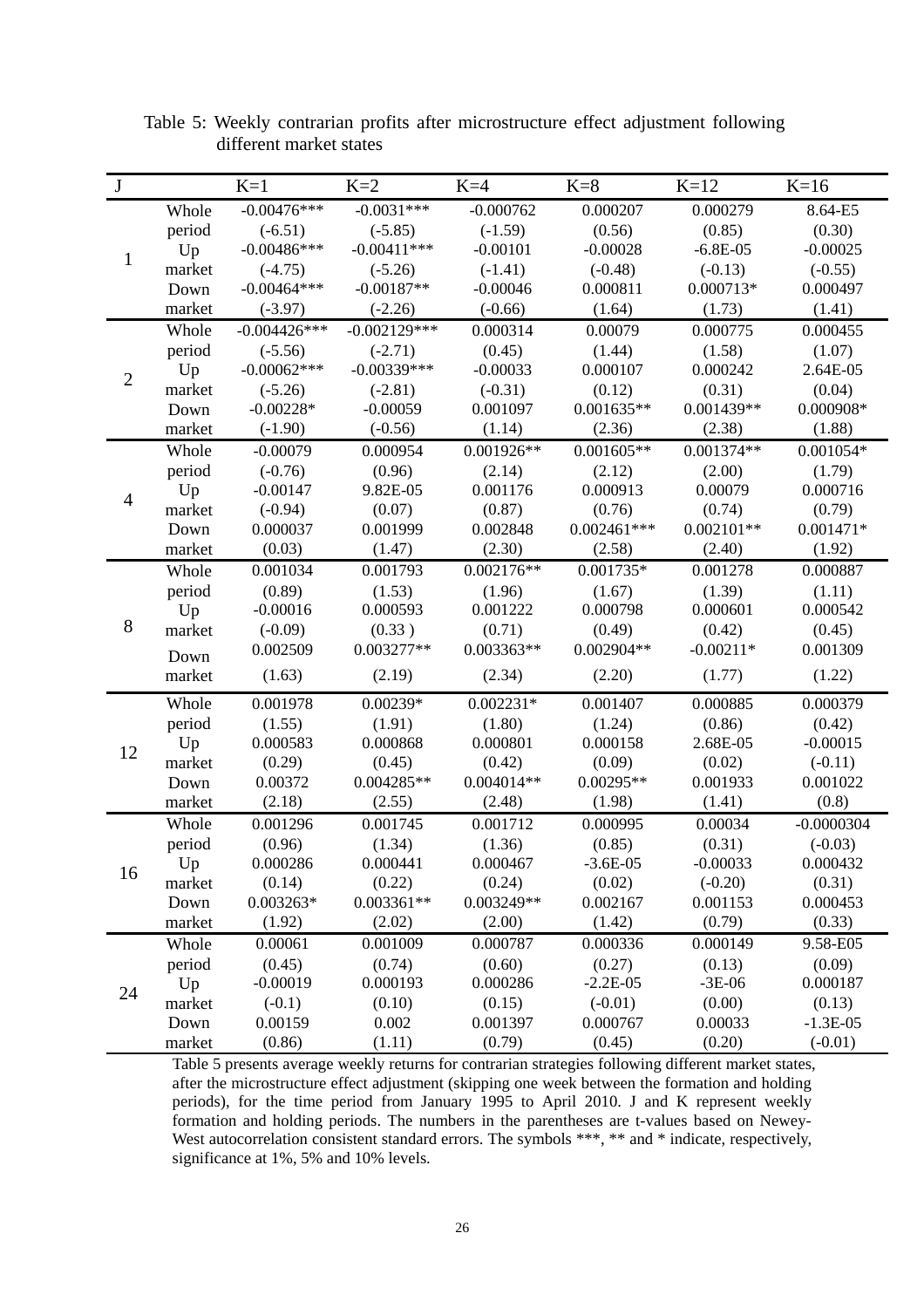Table 5: Weekly contrarian profits after microstructure effect adjustment following different market states

| J | | K=1 | K=2 | K=4 | K=8 | K=12 | K=16 |
|---|---|---|---|---|---|---|---|
| 1 | Whole period | -0.00476*** | -0.0031*** | -0.000762 | 0.000207 | 0.000279 | 8.64-E5 |
| | | (-6.51) | (-5.85) | (-1.59) | (0.56) | (0.85) | (0.30) |
| | Up market | -0.00486*** | -0.00411*** | -0.00101 | -0.00028 | -6.8E-05 | -0.00025 |
| | | (-4.75) | (-5.26) | (-1.41) | (-0.48) | (-0.13) | (-0.55) |
| | Down market | -0.00464*** | -0.00187** | -0.00046 | 0.000811 | 0.000713* | 0.000497 |
| | | (-3.97) | (-2.26) | (-0.66) | (1.64) | (1.73) | (1.41) |
| 2 | Whole period | -0.004426*** | -0.002129*** | 0.000314 | 0.00079 | 0.000775 | 0.000455 |
| | | (-5.56) | (-2.71) | (0.45) | (1.44) | (1.58) | (1.07) |
| | Up market | -0.00062*** | -0.00339*** | -0.00033 | 0.000107 | 0.000242 | 2.64E-05 |
| | | (-5.26) | (-2.81) | (-0.31) | (0.12) | (0.31) | (0.04) |
| | Down market | -0.00228* | -0.00059 | 0.001097 | 0.001635** | 0.001439** | 0.000908* |
| | | (-1.90) | (-0.56) | (1.14) | (2.36) | (2.38) | (1.88) |
| 4 | Whole period | -0.00079 | 0.000954 | 0.001926** | 0.001605** | 0.001374** | 0.001054* |
| | | (-0.76) | (0.96) | (2.14) | (2.12) | (2.00) | (1.79) |
| | Up market | -0.00147 | 9.82E-05 | 0.001176 | 0.000913 | 0.00079 | 0.000716 |
| | | (-0.94) | (0.07) | (0.87) | (0.76) | (0.74) | (0.79) |
| | Down market | 0.000037 | 0.001999 | 0.002848 | 0.002461*** | 0.002101** | 0.001471* |
| | | (0.03) | (1.47) | (2.30) | (2.58) | (2.40) | (1.92) |
| 8 | Whole period | 0.001034 | 0.001793 | 0.002176** | 0.001735* | 0.001278 | 0.000887 |
| | | (0.89) | (1.53) | (1.96) | (1.67) | (1.39) | (1.11) |
| | Up market | -0.00016 | 0.000593 | 0.001222 | 0.000798 | 0.000601 | 0.000542 |
| | | (-0.09) | (0.33 ) | (0.71) | (0.49) | (0.42) | (0.45) |
| | Down market | 0.002509 | 0.003277** | 0.003363** | 0.002904** | -0.00211* | 0.001309 |
| | | (1.63) | (2.19) | (2.34) | (2.20) | (1.77) | (1.22) |
| 12 | Whole period | 0.001978 | 0.00239* | 0.002231* | 0.001407 | 0.000885 | 0.000379 |
| | | (1.55) | (1.91) | (1.80) | (1.24) | (0.86) | (0.42) |
| | Up market | 0.000583 | 0.000868 | 0.000801 | 0.000158 | 2.68E-05 | -0.00015 |
| | | (0.29) | (0.45) | (0.42) | (0.09) | (0.02) | (-0.11) |
| | Down market | 0.00372 | 0.004285** | 0.004014** | 0.00295** | 0.001933 | 0.001022 |
| | | (2.18) | (2.55) | (2.48) | (1.98) | (1.41) | (0.8) |
| 16 | Whole period | 0.001296 | 0.001745 | 0.001712 | 0.000995 | 0.00034 | -0.0000304 |
| | | (0.96) | (1.34) | (1.36) | (0.85) | (0.31) | (-0.03) |
| | Up market | 0.000286 | 0.000441 | 0.000467 | -3.6E-05 | -0.00033 | 0.000432 |
| | | (0.14) | (0.22) | (0.24) | (0.02) | (-0.20) | (0.31) |
| | Down market | 0.003263* | 0.003361** | 0.003249** | 0.002167 | 0.001153 | 0.000453 |
| | | (1.92) | (2.02) | (2.00) | (1.42) | (0.79) | (0.33) |
| 24 | Whole period | 0.00061 | 0.001009 | 0.000787 | 0.000336 | 0.000149 | 9.58-E05 |
| | | (0.45) | (0.74) | (0.60) | (0.27) | (0.13) | (0.09) |
| | Up market | -0.00019 | 0.000193 | 0.000286 | -2.2E-05 | -3E-06 | 0.000187 |
| | | (-0.1) | (0.10) | (0.15) | (-0.01) | (0.00) | (0.13) |
| | Down market | 0.00159 | 0.002 | 0.001397 | 0.000767 | 0.00033 | -1.3E-05 |
| | | (0.86) | (1.11) | (0.79) | (0.45) | (0.20) | (-0.01) |

Table 5 presents average weekly returns for contrarian strategies following different market states, after the microstructure effect adjustment (skipping one week between the formation and holding periods), for the time period from January 1995 to April 2010. J and K represent weekly formation and holding periods. The numbers in the parentheses are t-values based on Newey-West autocorrelation consistent standard errors. The symbols ***, ** and * indicate, respectively, significance at 1%, 5% and 10% levels.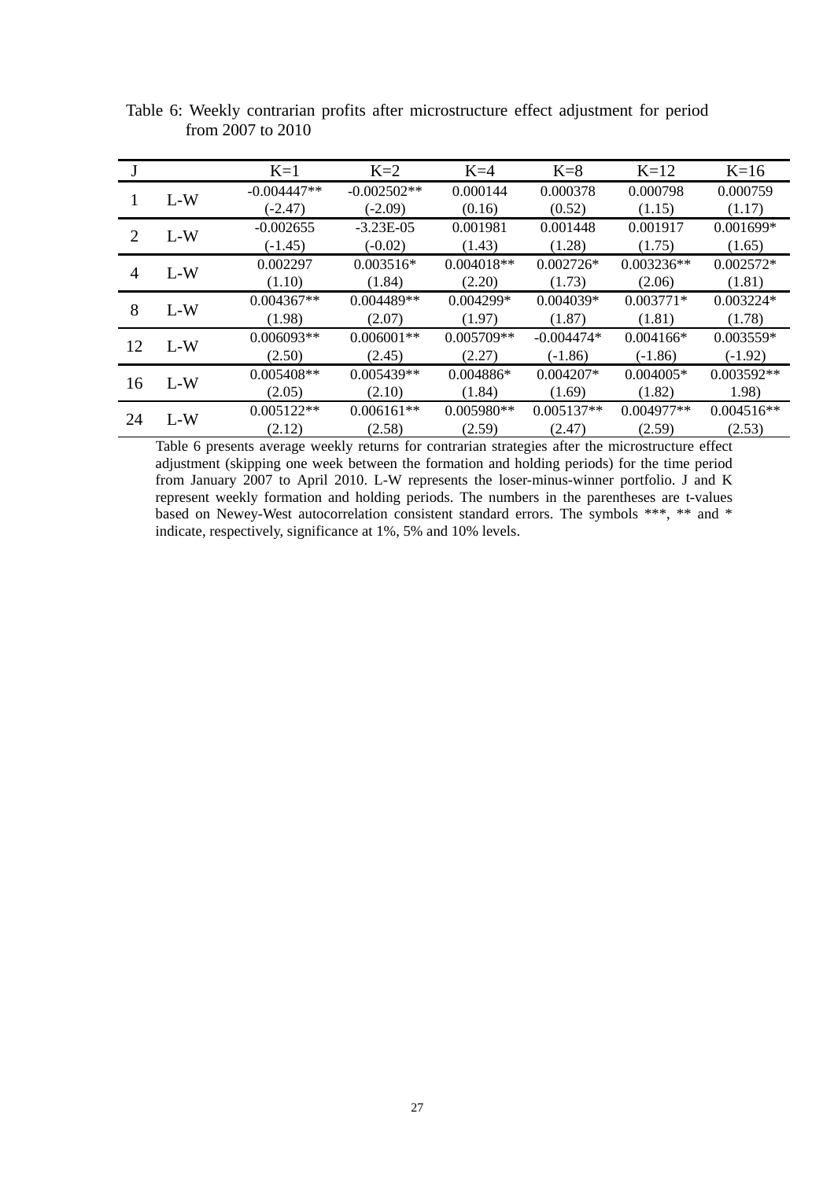Table 6: Weekly contrarian profits after microstructure effect adjustment for period from 2007 to 2010

| J | | K=1 | K=2 | K=4 | K=8 | K=12 | K=16 |
|---|---|---|---|---|---|---|---|
| 1 | L-W | -0.004447** | -0.002502** | 0.000144 | 0.000378 | 0.000798 | 0.000759 |
| | | (-2.47) | (-2.09) | (0.16) | (0.52) | (1.15) | (1.17) |
| 2 | L-W | -0.002655 | -3.23E-05 | 0.001981 | 0.001448 | 0.001917 | 0.001699* |
| | | (-1.45) | (-0.02) | (1.43) | (1.28) | (1.75) | (1.65) |
| 4 | L-W | 0.002297 | 0.003516* | 0.004018** | 0.002726* | 0.003236** | 0.002572* |
| | | (1.10) | (1.84) | (2.20) | (1.73) | (2.06) | (1.81) |
| 8 | L-W | 0.004367** | 0.004489** | 0.004299* | 0.004039* | 0.003771* | 0.003224* |
| | | (1.98) | (2.07) | (1.97) | (1.87) | (1.81) | (1.78) |
| 12 | L-W | 0.006093** | 0.006001** | 0.005709** | -0.004474* | 0.004166* | 0.003559* |
| | | (2.50) | (2.45) | (2.27) | (-1.86) | (-1.86) | (-1.92) |
| 16 | L-W | 0.005408** | 0.005439** | 0.004886* | 0.004207* | 0.004005* | 0.003592** |
| | | (2.05) | (2.10) | (1.84) | (1.69) | (1.82) | 1.98) |
| 24 | L-W | 0.005122** | 0.006161** | 0.005980** | 0.005137** | 0.004977** | 0.004516** |
| | | (2.12) | (2.58) | (2.59) | (2.47) | (2.59) | (2.53) |

Table 6 presents average weekly returns for contrarian strategies after the microstructure effect adjustment (skipping one week between the formation and holding periods) for the time period from January 2007 to April 2010. L-W represents the loser-minus-winner portfolio. J and K represent weekly formation and holding periods. The numbers in the parentheses are t-values based on Newey-West autocorrelation consistent standard errors. The symbols ***, ** and * indicate, respectively, significance at 1%, 5% and 10% levels.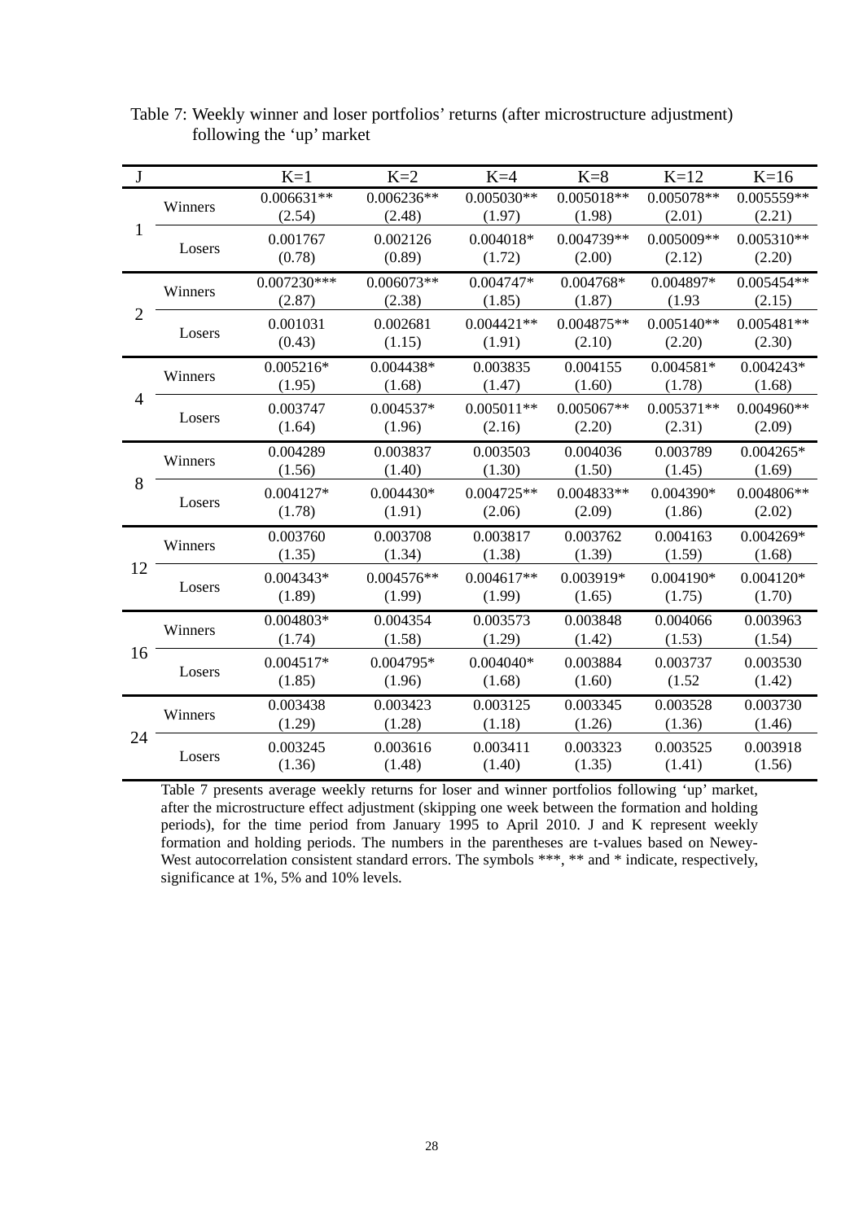Table 7: Weekly winner and loser portfolios' returns (after microstructure adjustment) following the 'up' market

| J | | K=1 | K=2 | K=4 | K=8 | K=12 | K=16 |
|---|---|---|---|---|---|---|---|
| 1 | Winners | 0.006631** | 0.006236** | 0.005030** | 0.005018** | 0.005078** | 0.005559** |
| | | (2.54) | (2.48) | (1.97) | (1.98) | (2.01) | (2.21) |
| | Losers | 0.001767 | 0.002126 | 0.004018* | 0.004739** | 0.005009** | 0.005310** |
| | | (0.78) | (0.89) | (1.72) | (2.00) | (2.12) | (2.20) |
| 2 | Winners | 0.007230*** | 0.006073** | 0.004747* | 0.004768* | 0.004897* | 0.005454** |
| | | (2.87) | (2.38) | (1.85) | (1.87) | (1.93 | (2.15) |
| | Losers | 0.001031 | 0.002681 | 0.004421** | 0.004875** | 0.005140** | 0.005481** |
| | | (0.43) | (1.15) | (1.91) | (2.10) | (2.20) | (2.30) |
| 4 | Winners | 0.005216* | 0.004438* | 0.003835 | 0.004155 | 0.004581* | 0.004243* |
| | | (1.95) | (1.68) | (1.47) | (1.60) | (1.78) | (1.68) |
| | Losers | 0.003747 | 0.004537* | 0.005011** | 0.005067** | 0.005371** | 0.004960** |
| | | (1.64) | (1.96) | (2.16) | (2.20) | (2.31) | (2.09) |
| 8 | Winners | 0.004289 | 0.003837 | 0.003503 | 0.004036 | 0.003789 | 0.004265* |
| | | (1.56) | (1.40) | (1.30) | (1.50) | (1.45) | (1.69) |
| | Losers | 0.004127* | 0.004430* | 0.004725** | 0.004833** | 0.004390* | 0.004806** |
| | | (1.78) | (1.91) | (2.06) | (2.09) | (1.86) | (2.02) |
| 12 | Winners | 0.003760 | 0.003708 | 0.003817 | 0.003762 | 0.004163 | 0.004269* |
| | | (1.35) | (1.34) | (1.38) | (1.39) | (1.59) | (1.68) |
| | Losers | 0.004343* | 0.004576** | 0.004617** | 0.003919* | 0.004190* | 0.004120* |
| | | (1.89) | (1.99) | (1.99) | (1.65) | (1.75) | (1.70) |
| 16 | Winners | 0.004803* | 0.004354 | 0.003573 | 0.003848 | 0.004066 | 0.003963 |
| | | (1.74) | (1.58) | (1.29) | (1.42) | (1.53) | (1.54) |
| | Losers | 0.004517* | 0.004795* | 0.004040* | 0.003884 | 0.003737 | 0.003530 |
| | | (1.85) | (1.96) | (1.68) | (1.60) | (1.52 | (1.42) |
| 24 | Winners | 0.003438 | 0.003423 | 0.003125 | 0.003345 | 0.003528 | 0.003730 |
| | | (1.29) | (1.28) | (1.18) | (1.26) | (1.36) | (1.46) |
| | Losers | 0.003245 | 0.003616 | 0.003411 | 0.003323 | 0.003525 | 0.003918 |
| | | (1.36) | (1.48) | (1.40) | (1.35) | (1.41) | (1.56) |

Table 7 presents average weekly returns for loser and winner portfolios following 'up' market, after the microstructure effect adjustment (skipping one week between the formation and holding periods), for the time period from January 1995 to April 2010. J and K represent weekly formation and holding periods. The numbers in the parentheses are t-values based on Newey-West autocorrelation consistent standard errors. The symbols ***, ** and * indicate, respectively, significance at 1%, 5% and 10% levels.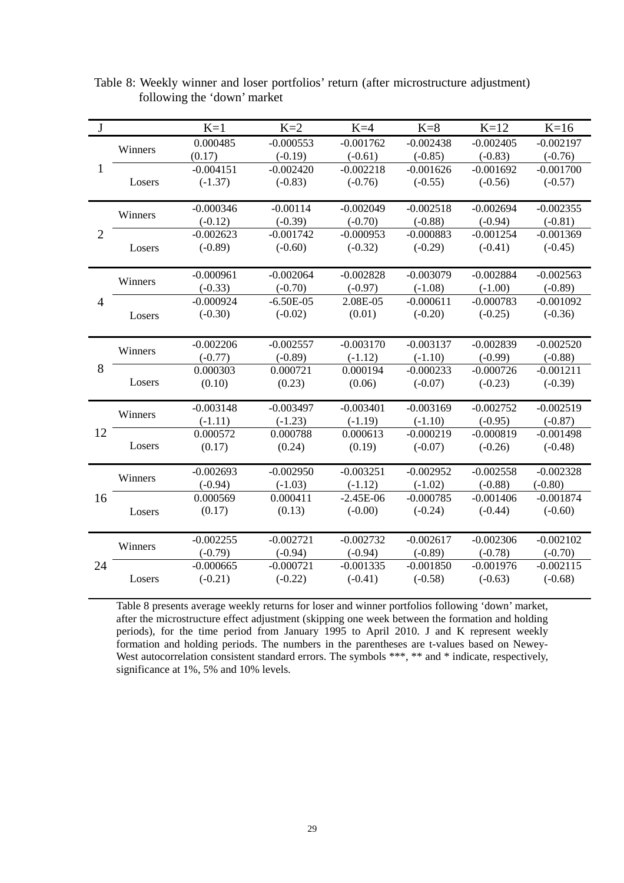Table 8: Weekly winner and loser portfolios' return (after microstructure adjustment) following the 'down' market

| J | | K=1 | K=2 | K=4 | K=8 | K=12 | K=16 |
|---|---|---|---|---|---|---|---|
| 1 | Winners | 0.000485 | -0.000553 | -0.001762 | -0.002438 | -0.002405 | -0.002197 |
| | | (0.17) | (-0.19) | (-0.61) | (-0.85) | (-0.83) | (-0.76) |
| | Losers | -0.004151 | -0.002420 | -0.002218 | -0.001626 | -0.001692 | -0.001700 |
| | | (-1.37) | (-0.83) | (-0.76) | (-0.55) | (-0.56) | (-0.57) |
| 2 | Winners | -0.000346 | -0.00114 | -0.002049 | -0.002518 | -0.002694 | -0.002355 |
| | | (-0.12) | (-0.39) | (-0.70) | (-0.88) | (-0.94) | (-0.81) |
| | Losers | -0.002623 | -0.001742 | -0.000953 | -0.000883 | -0.001254 | -0.001369 |
| | | (-0.89) | (-0.60) | (-0.32) | (-0.29) | (-0.41) | (-0.45) |
| 4 | Winners | -0.000961 | -0.002064 | -0.002828 | -0.003079 | -0.002884 | -0.002563 |
| | | (-0.33) | (-0.70) | (-0.97) | (-1.08) | (-1.00) | (-0.89) |
| | Losers | -0.000924 | -6.50E-05 | 2.08E-05 | -0.000611 | -0.000783 | -0.001092 |
| | | (-0.30) | (-0.02) | (0.01) | (-0.20) | (-0.25) | (-0.36) |
| 8 | Winners | -0.002206 | -0.002557 | -0.003170 | -0.003137 | -0.002839 | -0.002520 |
| | | (-0.77) | (-0.89) | (-1.12) | (-1.10) | (-0.99) | (-0.88) |
| | Losers | 0.000303 | 0.000721 | 0.000194 | -0.000233 | -0.000726 | -0.001211 |
| | | (0.10) | (0.23) | (0.06) | (-0.07) | (-0.23) | (-0.39) |
| 12 | Winners | -0.003148 | -0.003497 | -0.003401 | -0.003169 | -0.002752 | -0.002519 |
| | | (-1.11) | (-1.23) | (-1.19) | (-1.10) | (-0.95) | (-0.87) |
| | Losers | 0.000572 | 0.000788 | 0.000613 | -0.000219 | -0.000819 | -0.001498 |
| | | (0.17) | (0.24) | (0.19) | (-0.07) | (-0.26) | (-0.48) |
| 16 | Winners | -0.002693 | -0.002950 | -0.003251 | -0.002952 | -0.002558 | -0.002328 |
| | | (-0.94) | (-1.03) | (-1.12) | (-1.02) | (-0.88) | (-0.80) |
| | Losers | 0.000569 | 0.000411 | -2.45E-06 | -0.000785 | -0.001406 | -0.001874 |
| | | (0.17) | (0.13) | (-0.00) | (-0.24) | (-0.44) | (-0.60) |
| 24 | Winners | -0.002255 | -0.002721 | -0.002732 | -0.002617 | -0.002306 | -0.002102 |
| | | (-0.79) | (-0.94) | (-0.94) | (-0.89) | (-0.78) | (-0.70) |
| | Losers | -0.000665 | -0.000721 | -0.001335 | -0.001850 | -0.001976 | -0.002115 |
| | | (-0.21) | (-0.22) | (-0.41) | (-0.58) | (-0.63) | (-0.68) |

Table 8 presents average weekly returns for loser and winner portfolios following 'down' market, after the microstructure effect adjustment (skipping one week between the formation and holding periods), for the time period from January 1995 to April 2010. J and K represent weekly formation and holding periods. The numbers in the parentheses are t-values based on Newey-West autocorrelation consistent standard errors. The symbols ***, ** and * indicate, respectively, significance at 1%, 5% and 10% levels.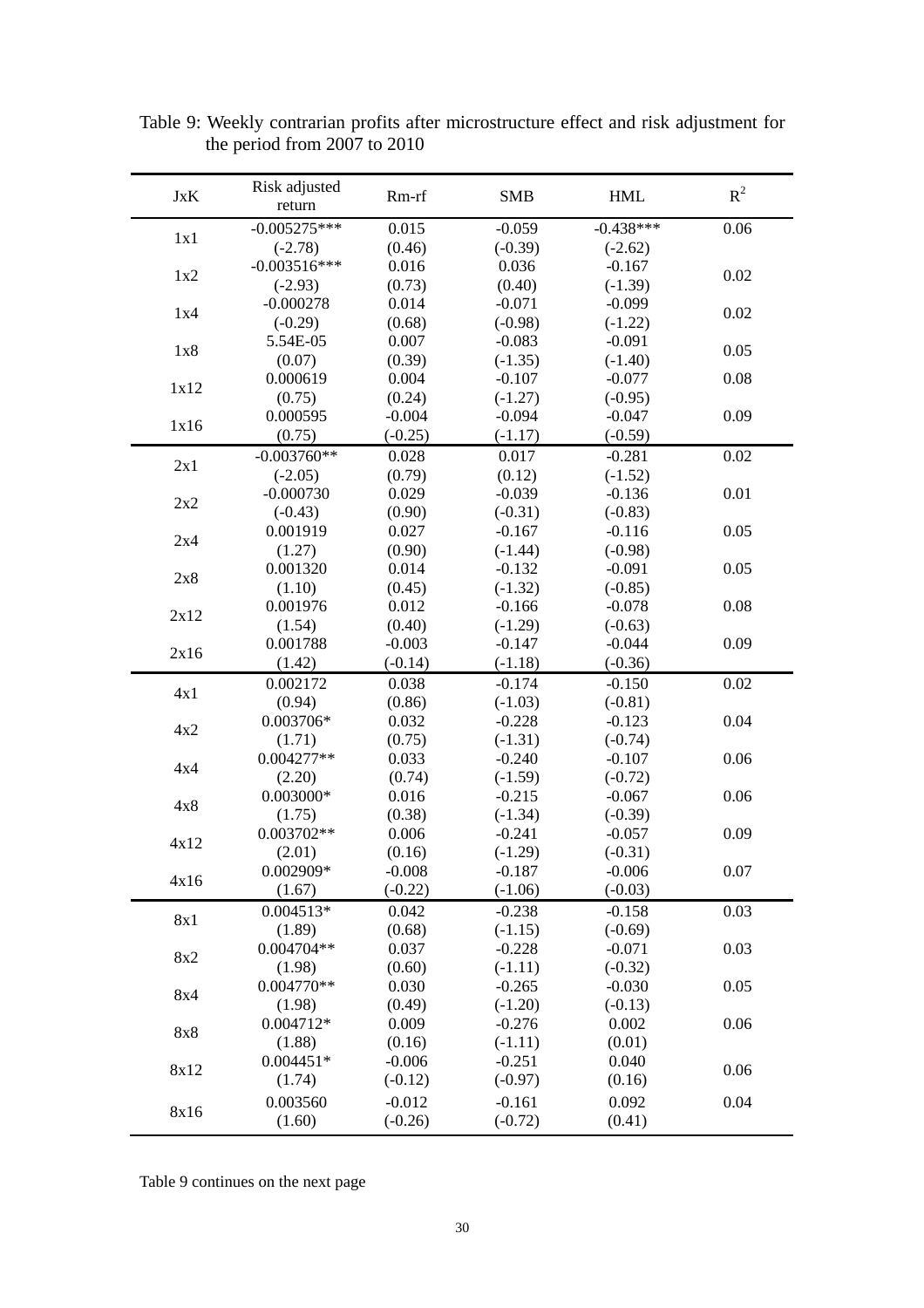Table 9: Weekly contrarian profits after microstructure effect and risk adjustment for the period from 2007 to 2010

| JxK | Risk adjusted return | Rm-rf | SMB | HML | $R^2$ |
|---|---|---|---|---|---|
| 1x1 | -0.005275*** | 0.015 | -0.059 | -0.438*** | 0.06 |
| | (-2.78) | (0.46) | (-0.39) | (-2.62) | |
| 1x2 | -0.003516*** | 0.016 | 0.036 | -0.167 | 0.02 |
| | (-2.93) | (0.73) | (0.40) | (-1.39) | |
| 1x4 | -0.000278 | 0.014 | -0.071 | -0.099 | 0.02 |
| | (-0.29) | (0.68) | (-0.98) | (-1.22) | |
| 1x8 | 5.54E-05 | 0.007 | -0.083 | -0.091 | 0.05 |
| | (0.07) | (0.39) | (-1.35) | (-1.40) | |
| 1x12 | 0.000619 | 0.004 | -0.107 | -0.077 | 0.08 |
| | (0.75) | (0.24) | (-1.27) | (-0.95) | |
| 1x16 | 0.000595 | -0.004 | -0.094 | -0.047 | 0.09 |
| | (0.75) | (-0.25) | (-1.17) | (-0.59) | |
| 2x1 | -0.003760** | 0.028 | 0.017 | -0.281 | 0.02 |
| | (-2.05) | (0.79) | (0.12) | (-1.52) | |
| 2x2 | -0.000730 | 0.029 | -0.039 | -0.136 | 0.01 |
| | (-0.43) | (0.90) | (-0.31) | (-0.83) | |
| 2x4 | 0.001919 | 0.027 | -0.167 | -0.116 | 0.05 |
| | (1.27) | (0.90) | (-1.44) | (-0.98) | |
| 2x8 | 0.001320 | 0.014 | -0.132 | -0.091 | 0.05 |
| | (1.10) | (0.45) | (-1.32) | (-0.85) | |
| 2x12 | 0.001976 | 0.012 | -0.166 | -0.078 | 0.08 |
| | (1.54) | (0.40) | (-1.29) | (-0.63) | |
| 2x16 | 0.001788 | -0.003 | -0.147 | -0.044 | 0.09 |
| | (1.42) | (-0.14) | (-1.18) | (-0.36) | |
| 4x1 | 0.002172 | 0.038 | -0.174 | -0.150 | 0.02 |
| | (0.94) | (0.86) | (-1.03) | (-0.81) | |
| 4x2 | 0.003706* | 0.032 | -0.228 | -0.123 | 0.04 |
| | (1.71) | (0.75) | (-1.31) | (-0.74) | |
| 4x4 | 0.004277** | 0.033 | -0.240 | -0.107 | 0.06 |
| | (2.20) | (0.74) | (-1.59) | (-0.72) | |
| 4x8 | 0.003000* | 0.016 | -0.215 | -0.067 | 0.06 |
| | (1.75) | (0.38) | (-1.34) | (-0.39) | |
| 4x12 | 0.003702** | 0.006 | -0.241 | -0.057 | 0.09 |
| | (2.01) | (0.16) | (-1.29) | (-0.31) | |
| 4x16 | 0.002909* | -0.008 | -0.187 | -0.006 | 0.07 |
| | (1.67) | (-0.22) | (-1.06) | (-0.03) | |
| 8x1 | 0.004513* | 0.042 | -0.238 | -0.158 | 0.03 |
| | (1.89) | (0.68) | (-1.15) | (-0.69) | |
| 8x2 | 0.004704** | 0.037 | -0.228 | -0.071 | 0.03 |
| | (1.98) | (0.60) | (-1.11) | (-0.32) | |
| 8x4 | 0.004770** | 0.030 | -0.265 | -0.030 | 0.05 |
| | (1.98) | (0.49) | (-1.20) | (-0.13) | |
| 8x8 | 0.004712* | 0.009 | -0.276 | 0.002 | 0.06 |
| | (1.88) | (0.16) | (-1.11) | (0.01) | |
| 8x12 | 0.004451* | -0.006 | -0.251 | 0.040 | 0.06 |
| | (1.74) | (-0.12) | (-0.97) | (0.16) | |
| 8x16 | 0.003560 | -0.012 | -0.161 | 0.092 | 0.04 |
| | (1.60) | (-0.26) | (-0.72) | (0.41) | |

Table 9 continues on the next page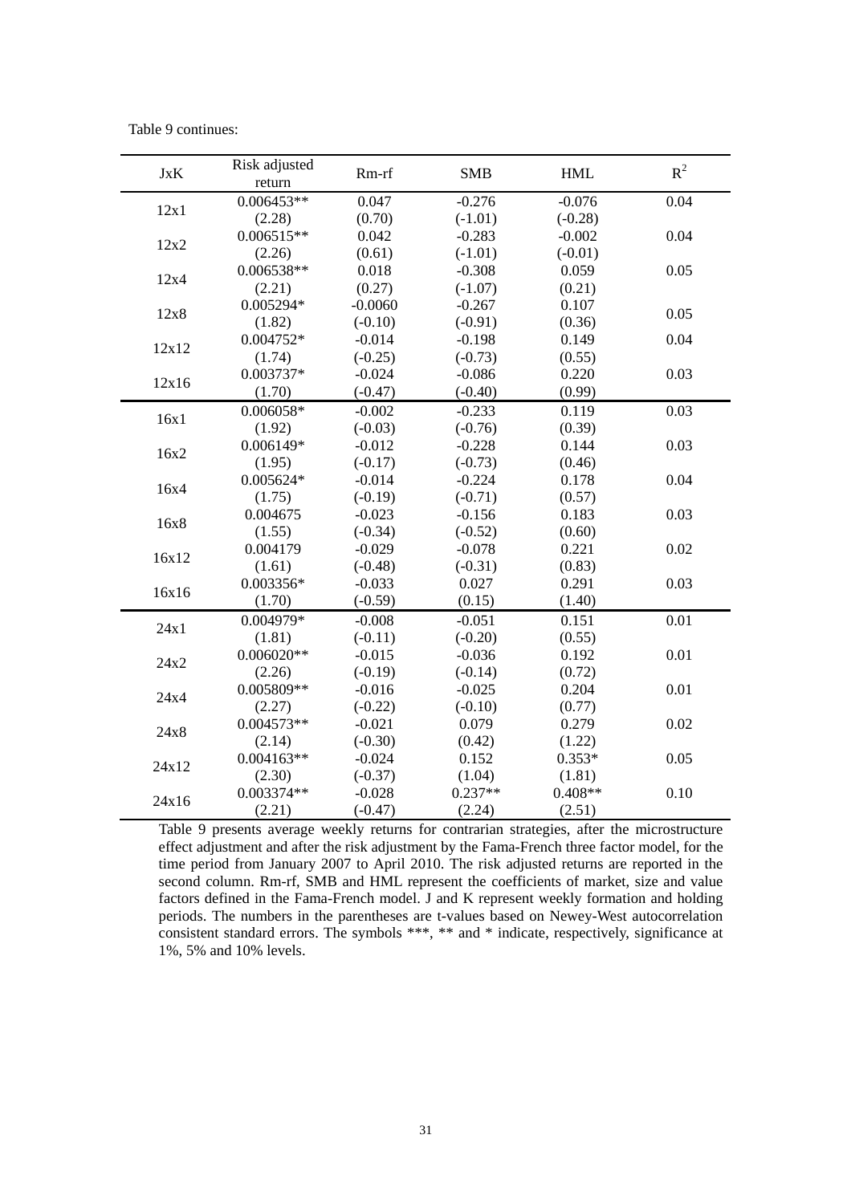Table 9 continues:

| JxK | Risk adjusted return | Rm-rf | SMB | HML | $R^2$ |
|---|---|---|---|---|---|
| 12x1 | 0.006453** | 0.047 | -0.276 | -0.076 | 0.04 |
| | (2.28) | (0.70) | (-1.01) | (-0.28) | |
| 12x2 | 0.006515** | 0.042 | -0.283 | -0.002 | 0.04 |
| | (2.26) | (0.61) | (-1.01) | (-0.01) | |
| 12x4 | 0.006538** | 0.018 | -0.308 | 0.059 | 0.05 |
| | (2.21) | (0.27) | (-1.07) | (0.21) | |
| 12x8 | 0.005294* | -0.0060 | -0.267 | 0.107 | 0.05 |
| | (1.82) | (-0.10) | (-0.91) | (0.36) | |
| 12x12 | 0.004752* | -0.014 | -0.198 | 0.149 | 0.04 |
| | (1.74) | (-0.25) | (-0.73) | (0.55) | |
| 12x16 | 0.003737* | -0.024 | -0.086 | 0.220 | 0.03 |
| | (1.70) | (-0.47) | (-0.40) | (0.99) | |
| 16x1 | 0.006058* | -0.002 | -0.233 | 0.119 | 0.03 |
| | (1.92) | (-0.03) | (-0.76) | (0.39) | |
| 16x2 | 0.006149* | -0.012 | -0.228 | 0.144 | 0.03 |
| | (1.95) | (-0.17) | (-0.73) | (0.46) | |
| 16x4 | 0.005624* | -0.014 | -0.224 | 0.178 | 0.04 |
| | (1.75) | (-0.19) | (-0.71) | (0.57) | |
| 16x8 | 0.004675 | -0.023 | -0.156 | 0.183 | 0.03 |
| | (1.55) | (-0.34) | (-0.52) | (0.60) | |
| 16x12 | 0.004179 | -0.029 | -0.078 | 0.221 | 0.02 |
| | (1.61) | (-0.48) | (-0.31) | (0.83) | |
| 16x16 | 0.003356* | -0.033 | 0.027 | 0.291 | 0.03 |
| | (1.70) | (-0.59) | (0.15) | (1.40) | |
| 24x1 | 0.004979* | -0.008 | -0.051 | 0.151 | 0.01 |
| | (1.81) | (-0.11) | (-0.20) | (0.55) | |
| 24x2 | 0.006020** | -0.015 | -0.036 | 0.192 | 0.01 |
| | (2.26) | (-0.19) | (-0.14) | (0.72) | |
| 24x4 | 0.005809** | -0.016 | -0.025 | 0.204 | 0.01 |
| | (2.27) | (-0.22) | (-0.10) | (0.77) | |
| 24x8 | 0.004573** | -0.021 | 0.079 | 0.279 | 0.02 |
| | (2.14) | (-0.30) | (0.42) | (1.22) | |
| 24x12 | 0.004163** | -0.024 | 0.152 | 0.353* | 0.05 |
| | (2.30) | (-0.37) | (1.04) | (1.81) | |
| 24x16 | 0.003374** | -0.028 | 0.237** | 0.408** | 0.10 |
| | (2.21) | (-0.47) | (2.24) | (2.51) | |

Table 9 presents average weekly returns for contrarian strategies, after the microstructure effect adjustment and after the risk adjustment by the Fama-French three factor model, for the time period from January 2007 to April 2010. The risk adjusted returns are reported in the second column. Rm-rf, SMB and HML represent the coefficients of market, size and value factors defined in the Fama-French model. J and K represent weekly formation and holding periods. The numbers in the parentheses are t-values based on Newey-West autocorrelation consistent standard errors. The symbols ***, ** and * indicate, respectively, significance at 1%, 5% and 10% levels.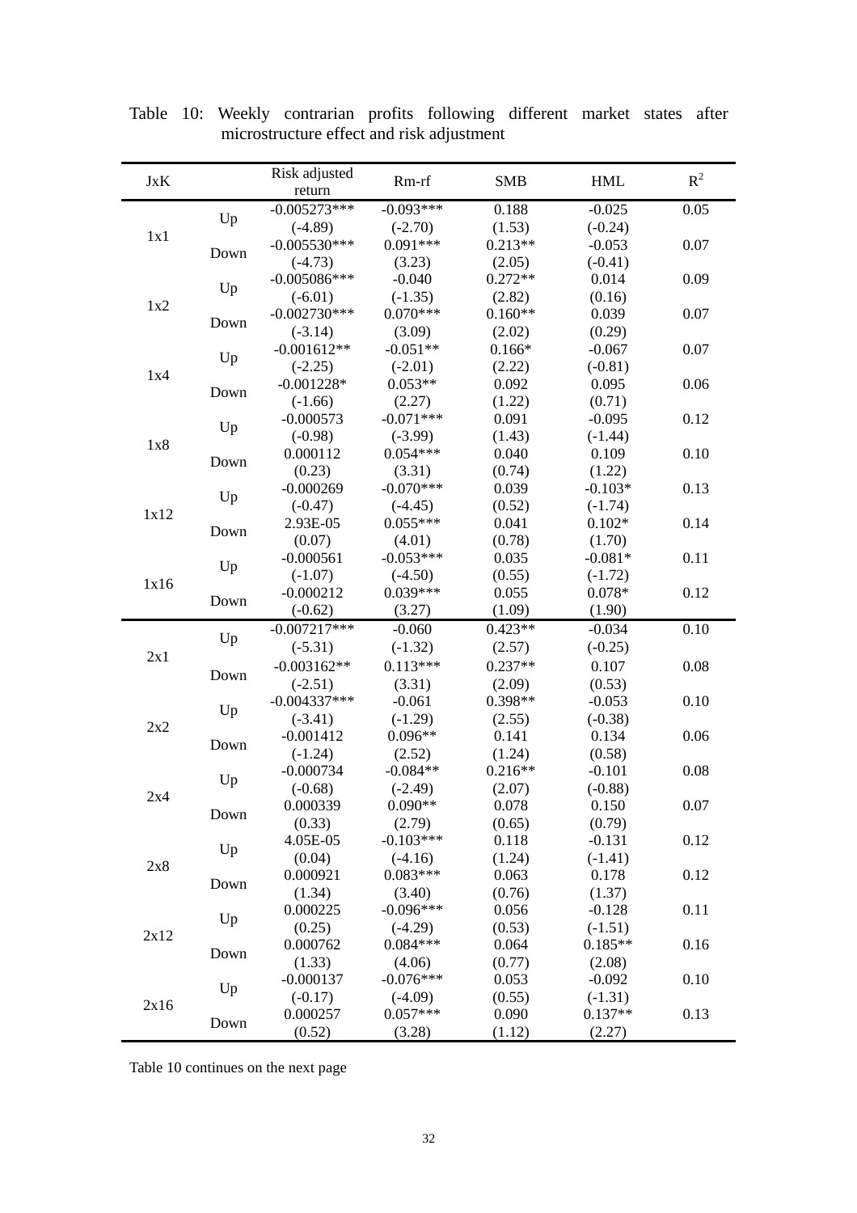Table 10: Weekly contrarian profits following different market states after microstructure effect and risk adjustment

| JxK | | Risk adjusted return | Rm-rf | SMB | HML | $R^2$ |
|---|---|---|---|---|---|---|
| 1x1 | Up | -0.005273*** | -0.093*** | 0.188 | -0.025 | 0.05 |
| | | (-4.89) | (-2.70) | (1.53) | (-0.24) | |
| | Down | -0.005530*** | 0.091*** | 0.213** | -0.053 | 0.07 |
| | | (-4.73) | (3.23) | (2.05) | (-0.41) | |
| 1x2 | Up | -0.005086*** | -0.040 | 0.272** | 0.014 | 0.09 |
| | | (-6.01) | (-1.35) | (2.82) | (0.16) | |
| | Down | -0.002730*** | 0.070*** | 0.160** | 0.039 | 0.07 |
| | | (-3.14) | (3.09) | (2.02) | (0.29) | |
| 1x4 | Up | -0.001612** | -0.051** | 0.166* | -0.067 | 0.07 |
| | | (-2.25) | (-2.01) | (2.22) | (-0.81) | |
| | Down | -0.001228* | 0.053** | 0.092 | 0.095 | 0.06 |
| | | (-1.66) | (2.27) | (1.22) | (0.71) | |
| 1x8 | Up | -0.000573 | -0.071*** | 0.091 | -0.095 | 0.12 |
| | | (-0.98) | (-3.99) | (1.43) | (-1.44) | |
| | Down | 0.000112 | 0.054*** | 0.040 | 0.109 | 0.10 |
| | | (0.23) | (3.31) | (0.74) | (1.22) | |
| 1x12 | Up | -0.000269 | -0.070*** | 0.039 | -0.103* | 0.13 |
| | | (-0.47) | (-4.45) | (0.52) | (-1.74) | |
| | Down | 2.93E-05 | 0.055*** | 0.041 | 0.102* | 0.14 |
| | | (0.07) | (4.01) | (0.78) | (1.70) | |
| 1x16 | Up | -0.000561 | -0.053*** | 0.035 | -0.081* | 0.11 |
| | | (-1.07) | (-4.50) | (0.55) | (-1.72) | |
| | Down | -0.000212 | 0.039*** | 0.055 | 0.078* | 0.12 |
| | | (-0.62) | (3.27) | (1.09) | (1.90) | |
| 2x1 | Up | -0.007217*** | -0.060 | 0.423** | -0.034 | 0.10 |
| | | (-5.31) | (-1.32) | (2.57) | (-0.25) | |
| | Down | -0.003162** | 0.113*** | 0.237** | 0.107 | 0.08 |
| | | (-2.51) | (3.31) | (2.09) | (0.53) | |
| 2x2 | Up | -0.004337*** | -0.061 | 0.398** | -0.053 | 0.10 |
| | | (-3.41) | (-1.29) | (2.55) | (-0.38) | |
| | Down | -0.001412 | 0.096** | 0.141 | 0.134 | 0.06 |
| | | (-1.24) | (2.52) | (1.24) | (0.58) | |
| 2x4 | Up | -0.000734 | -0.084** | 0.216** | -0.101 | 0.08 |
| | | (-0.68) | (-2.49) | (2.07) | (-0.88) | |
| | Down | 0.000339 | 0.090** | 0.078 | 0.150 | 0.07 |
| | | (0.33) | (2.79) | (0.65) | (0.79) | |
| 2x8 | Up | 4.05E-05 | -0.103*** | 0.118 | -0.131 | 0.12 |
| | | (0.04) | (-4.16) | (1.24) | (-1.41) | |
| | Down | 0.000921 | 0.083*** | 0.063 | 0.178 | 0.12 |
| | | (1.34) | (3.40) | (0.76) | (1.37) | |
| 2x12 | Up | 0.000225 | -0.096*** | 0.056 | -0.128 | 0.11 |
| | | (0.25) | (-4.29) | (0.53) | (-1.51) | |
| | Down | 0.000762 | 0.084*** | 0.064 | 0.185** | 0.16 |
| | | (1.33) | (4.06) | (0.77) | (2.08) | |
| 2x16 | Up | -0.000137 | -0.076*** | 0.053 | -0.092 | 0.10 |
| | | (-0.17) | (-4.09) | (0.55) | (-1.31) | |
| | Down | 0.000257 | 0.057*** | 0.090 | 0.137** | 0.13 |
| | | (0.52) | (3.28) | (1.12) | (2.27) | |

Table 10 continues on the next page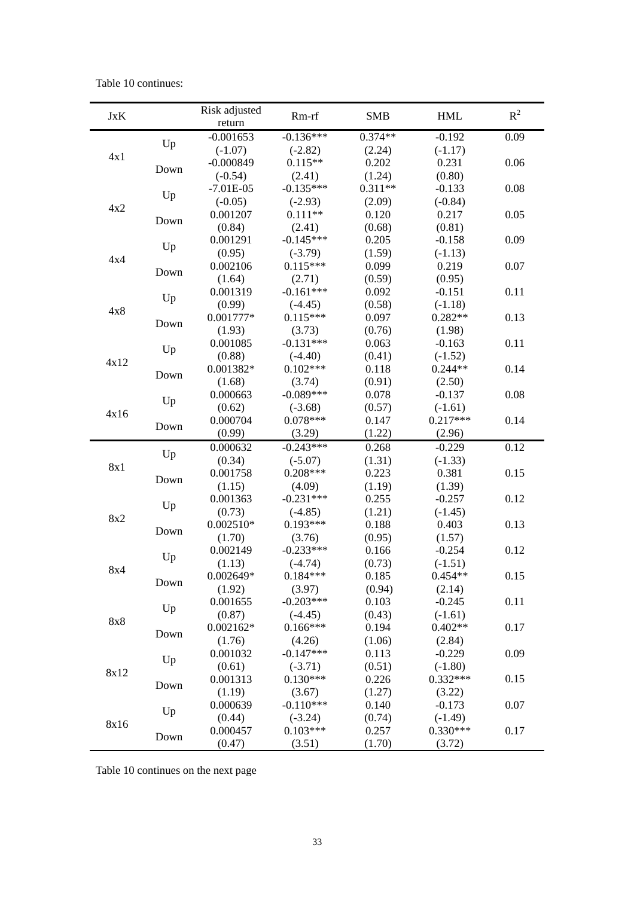Table 10 continues:

| JxK | | Risk adjusted return | Rm-rf | SMB | HML | $R^2$ |
|---|---|---|---|---|---|---|
| 4x1 | Up | -0.001653 | -0.136*** | 0.374** | -0.192 | 0.09 |
| | | (-1.07) | (-2.82) | (2.24) | (-1.17) | |
| | Down | -0.000849 | 0.115** | 0.202 | 0.231 | 0.06 |
| | | (-0.54) | (2.41) | (1.24) | (0.80) | |
| 4x2 | Up | -7.01E-05 | -0.135*** | 0.311** | -0.133 | 0.08 |
| | | (-0.05) | (-2.93) | (2.09) | (-0.84) | |
| | Down | 0.001207 | 0.111** | 0.120 | 0.217 | 0.05 |
| | | (0.84) | (2.41) | (0.68) | (0.81) | |
| 4x4 | Up | 0.001291 | -0.145*** | 0.205 | -0.158 | 0.09 |
| | | (0.95) | (-3.79) | (1.59) | (-1.13) | |
| | Down | 0.002106 | 0.115*** | 0.099 | 0.219 | 0.07 |
| | | (1.64) | (2.71) | (0.59) | (0.95) | |
| 4x8 | Up | 0.001319 | -0.161*** | 0.092 | -0.151 | 0.11 |
| | | (0.99) | (-4.45) | (0.58) | (-1.18) | |
| | Down | 0.001777* | 0.115*** | 0.097 | 0.282** | 0.13 |
| | | (1.93) | (3.73) | (0.76) | (1.98) | |
| 4x12 | Up | 0.001085 | -0.131*** | 0.063 | -0.163 | 0.11 |
| | | (0.88) | (-4.40) | (0.41) | (-1.52) | |
| | Down | 0.001382* | 0.102*** | 0.118 | 0.244** | 0.14 |
| | | (1.68) | (3.74) | (0.91) | (2.50) | |
| 4x16 | Up | 0.000663 | -0.089*** | 0.078 | -0.137 | 0.08 |
| | | (0.62) | (-3.68) | (0.57) | (-1.61) | |
| | Down | 0.000704 | 0.078*** | 0.147 | 0.217*** | 0.14 |
| | | (0.99) | (3.29) | (1.22) | (2.96) | |
| 8x1 | Up | 0.000632 | -0.243*** | 0.268 | -0.229 | 0.12 |
| | | (0.34) | (-5.07) | (1.31) | (-1.33) | |
| | Down | 0.001758 | 0.208*** | 0.223 | 0.381 | 0.15 |
| | | (1.15) | (4.09) | (1.19) | (1.39) | |
| 8x2 | Up | 0.001363 | -0.231*** | 0.255 | -0.257 | 0.12 |
| | | (0.73) | (-4.85) | (1.21) | (-1.45) | |
| | Down | 0.002510* | 0.193*** | 0.188 | 0.403 | 0.13 |
| | | (1.70) | (3.76) | (0.95) | (1.57) | |
| 8x4 | Up | 0.002149 | -0.233*** | 0.166 | -0.254 | 0.12 |
| | | (1.13) | (-4.74) | (0.73) | (-1.51) | |
| | Down | 0.002649* | 0.184*** | 0.185 | 0.454** | 0.15 |
| | | (1.92) | (3.97) | (0.94) | (2.14) | |
| 8x8 | Up | 0.001655 | -0.203*** | 0.103 | -0.245 | 0.11 |
| | | (0.87) | (-4.45) | (0.43) | (-1.61) | |
| | Down | 0.002162* | 0.166*** | 0.194 | 0.402** | 0.17 |
| | | (1.76) | (4.26) | (1.06) | (2.84) | |
| 8x12 | Up | 0.001032 | -0.147*** | 0.113 | -0.229 | 0.09 |
| | | (0.61) | (-3.71) | (0.51) | (-1.80) | |
| | Down | 0.001313 | 0.130*** | 0.226 | 0.332*** | 0.15 |
| | | (1.19) | (3.67) | (1.27) | (3.22) | |
| 8x16 | Up | 0.000639 | -0.110*** | 0.140 | -0.173 | 0.07 |
| | | (0.44) | (-3.24) | (0.74) | (-1.49) | |
| | Down | 0.000457 | 0.103*** | 0.257 | 0.330*** | 0.17 |
| | | (0.47) | (3.51) | (1.70) | (3.72) | |

Table 10 continues on the next page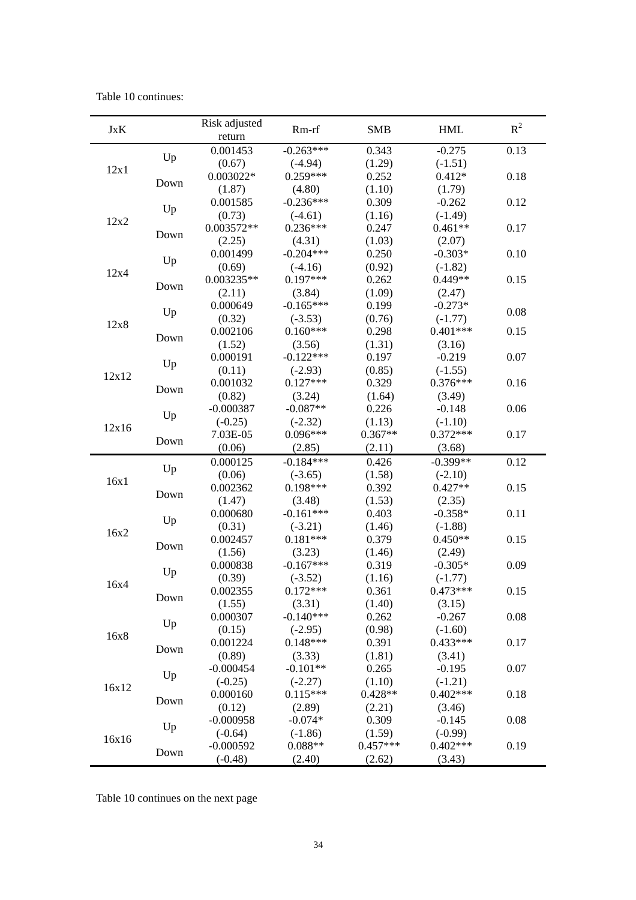Table 10 continues:

| JxK | | Risk adjusted return | Rm-rf | SMB | HML | $R^2$ |
|---|---|---|---|---|---|---|
| 12x1 | Up | 0.001453 | -0.263*** | 0.343 | -0.275 | 0.13 |
| | | (0.67) | (-4.94) | (1.29) | (-1.51) | |
| | Down | 0.003022* | 0.259*** | 0.252 | 0.412* | 0.18 |
| | | (1.87) | (4.80) | (1.10) | (1.79) | |
| 12x2 | Up | 0.001585 | -0.236*** | 0.309 | -0.262 | 0.12 |
| | | (0.73) | (-4.61) | (1.16) | (-1.49) | |
| | Down | 0.003572** | 0.236*** | 0.247 | 0.461** | 0.17 |
| | | (2.25) | (4.31) | (1.03) | (2.07) | |
| 12x4 | Up | 0.001499 | -0.204*** | 0.250 | -0.303* | 0.10 |
| | | (0.69) | (-4.16) | (0.92) | (-1.82) | |
| | Down | 0.003235** | 0.197*** | 0.262 | 0.449** | 0.15 |
| | | (2.11) | (3.84) | (1.09) | (2.47) | |
| 12x8 | Up | 0.000649 | -0.165*** | 0.199 | -0.273* | 0.08 |
| | | (0.32) | (-3.53) | (0.76) | (-1.77) | |
| | Down | 0.002106 | 0.160*** | 0.298 | 0.401*** | 0.15 |
| | | (1.52) | (3.56) | (1.31) | (3.16) | |
| 12x12 | Up | 0.000191 | -0.122*** | 0.197 | -0.219 | 0.07 |
| | | (0.11) | (-2.93) | (0.85) | (-1.55) | |
| | Down | 0.001032 | 0.127*** | 0.329 | 0.376*** | 0.16 |
| | | (0.82) | (3.24) | (1.64) | (3.49) | |
| 12x16 | Up | -0.000387 | -0.087** | 0.226 | -0.148 | 0.06 |
| | | (-0.25) | (-2.32) | (1.13) | (-1.10) | |
| | Down | 7.03E-05 | 0.096*** | 0.367** | 0.372*** | 0.17 |
| | | (0.06) | (2.85) | (2.11) | (3.68) | |
| 16x1 | Up | 0.000125 | -0.184*** | 0.426 | -0.399** | 0.12 |
| | | (0.06) | (-3.65) | (1.58) | (-2.10) | |
| | Down | 0.002362 | 0.198*** | 0.392 | 0.427** | 0.15 |
| | | (1.47) | (3.48) | (1.53) | (2.35) | |
| 16x2 | Up | 0.000680 | -0.161*** | 0.403 | -0.358* | 0.11 |
| | | (0.31) | (-3.21) | (1.46) | (-1.88) | |
| | Down | 0.002457 | 0.181*** | 0.379 | 0.450** | 0.15 |
| | | (1.56) | (3.23) | (1.46) | (2.49) | |
| 16x4 | Up | 0.000838 | -0.167*** | 0.319 | -0.305* | 0.09 |
| | | (0.39) | (-3.52) | (1.16) | (-1.77) | |
| | Down | 0.002355 | 0.172*** | 0.361 | 0.473*** | 0.15 |
| | | (1.55) | (3.31) | (1.40) | (3.15) | |
| 16x8 | Up | 0.000307 | -0.140*** | 0.262 | -0.267 | 0.08 |
| | | (0.15) | (-2.95) | (0.98) | (-1.60) | |
| | Down | 0.001224 | 0.148*** | 0.391 | 0.433*** | 0.17 |
| | | (0.89) | (3.33) | (1.81) | (3.41) | |
| 16x12 | Up | -0.000454 | -0.101** | 0.265 | -0.195 | 0.07 |
| | | (-0.25) | (-2.27) | (1.10) | (-1.21) | |
| | Down | 0.000160 | 0.115*** | 0.428** | 0.402*** | 0.18 |
| | | (0.12) | (2.89) | (2.21) | (3.46) | |
| 16x16 | Up | -0.000958 | -0.074* | 0.309 | -0.145 | 0.08 |
| | | (-0.64) | (-1.86) | (1.59) | (-0.99) | |
| | Down | -0.000592 | 0.088** | 0.457*** | 0.402*** | 0.19 |
| | | (-0.48) | (2.40) | (2.62) | (3.43) | |

Table 10 continues on the next page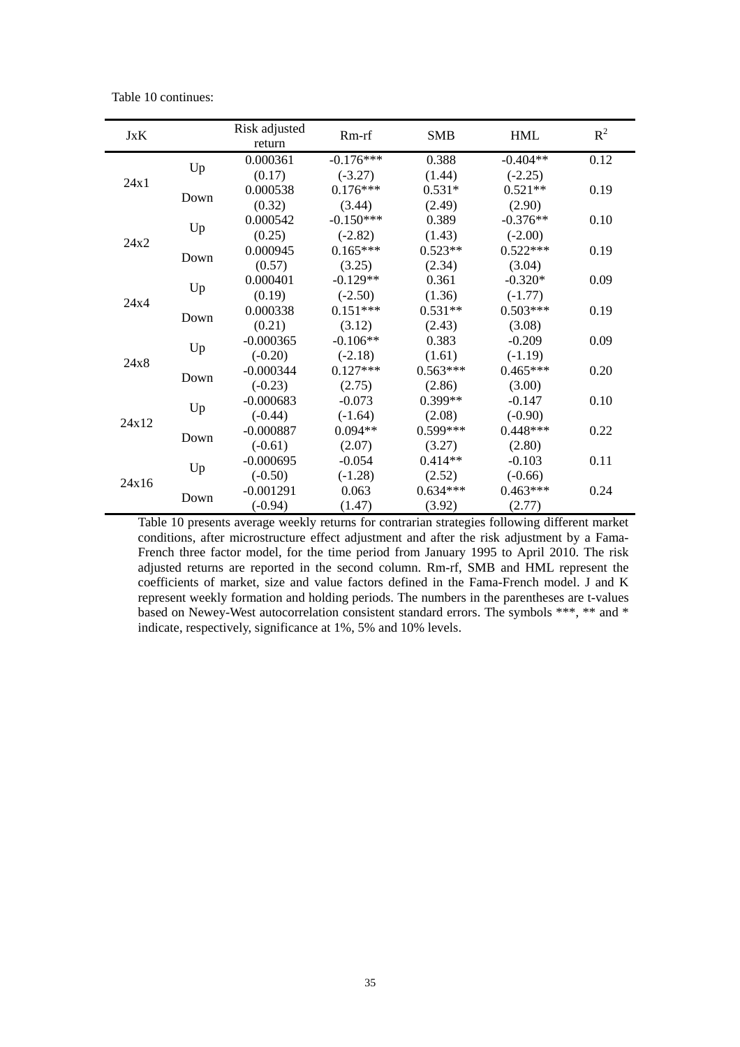Table 10 continues:

| JxK | | Risk adjusted return | Rm-rf | SMB | HML | $R^2$ |
|---|---|---|---|---|---|---|
| 24x1 | Up | 0.000361 | -0.176*** | 0.388 | -0.404** | 0.12 |
| | | (0.17) | (-3.27) | (1.44) | (-2.25) | |
| | Down | 0.000538 | 0.176*** | 0.531* | 0.521** | 0.19 |
| | | (0.32) | (3.44) | (2.49) | (2.90) | |
| 24x2 | Up | 0.000542 | -0.150*** | 0.389 | -0.376** | 0.10 |
| | | (0.25) | (-2.82) | (1.43) | (-2.00) | |
| | Down | 0.000945 | 0.165*** | 0.523** | 0.522*** | 0.19 |
| | | (0.57) | (3.25) | (2.34) | (3.04) | |
| 24x4 | Up | 0.000401 | -0.129** | 0.361 | -0.320* | 0.09 |
| | | (0.19) | (-2.50) | (1.36) | (-1.77) | |
| | Down | 0.000338 | 0.151*** | 0.531** | 0.503*** | 0.19 |
| | | (0.21) | (3.12) | (2.43) | (3.08) | |
| 24x8 | Up | -0.000365 | -0.106** | 0.383 | -0.209 | 0.09 |
| | | (-0.20) | (-2.18) | (1.61) | (-1.19) | |
| | Down | -0.000344 | 0.127*** | 0.563*** | 0.465*** | 0.20 |
| | | (-0.23) | (2.75) | (2.86) | (3.00) | |
| 24x12 | Up | -0.000683 | -0.073 | 0.399** | -0.147 | 0.10 |
| | | (-0.44) | (-1.64) | (2.08) | (-0.90) | |
| | Down | -0.000887 | 0.094** | 0.599*** | 0.448*** | 0.22 |
| | | (-0.61) | (2.07) | (3.27) | (2.80) | |
| 24x16 | Up | -0.000695 | -0.054 | 0.414** | -0.103 | 0.11 |
| | | (-0.50) | (-1.28) | (2.52) | (-0.66) | |
| | Down | -0.001291 | 0.063 | 0.634*** | 0.463*** | 0.24 |
| | | (-0.94) | (1.47) | (3.92) | (2.77) | |

Table 10 presents average weekly returns for contrarian strategies following different market conditions, after microstructure effect adjustment and after the risk adjustment by a Fama-French three factor model, for the time period from January 1995 to April 2010. The risk adjusted returns are reported in the second column. Rm-rf, SMB and HML represent the coefficients of market, size and value factors defined in the Fama-French model. J and K represent weekly formation and holding periods. The numbers in the parentheses are t-values based on Newey-West autocorrelation consistent standard errors. The symbols ***, ** and * indicate, respectively, significance at 1%, 5% and 10% levels.